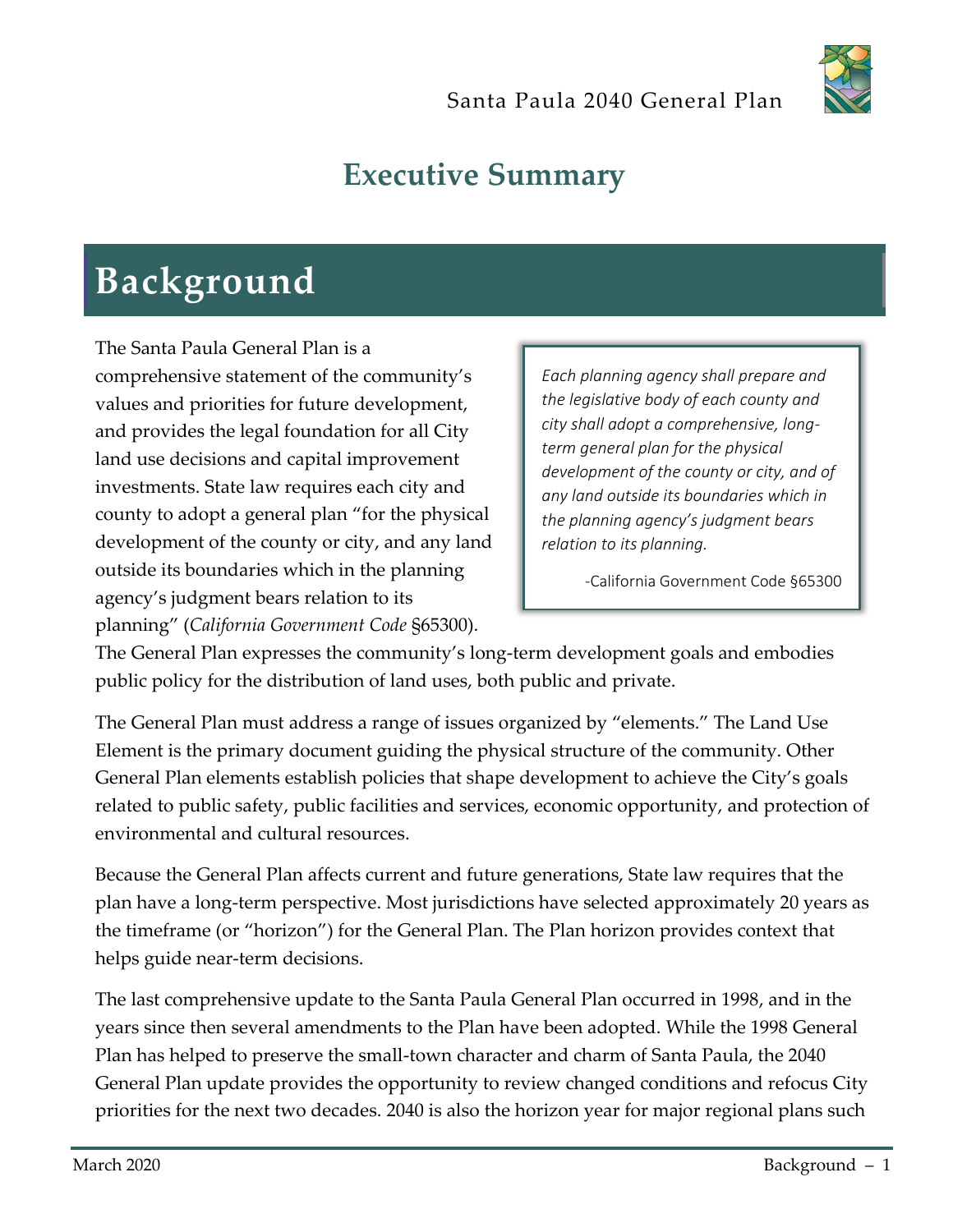# Executive Summary

## Background

The Santa Paula General Plan is a comprehensive statement of the community's values and priorities for future development, and provides the legal foundation for all City land use decisions and capital improvement investments. State law requires each city and county to adopt a general plan "for the physical development of the county or city, and any land outside its boundaries which in the planning agency's judgment bears relation to its planning" (*California Government Code* §65300). The General Plan expresses the community's long-term development goals and embodies public policy for the distribution of land uses, both public and private.

> *Each planning agency shall prepare and the legislative body of each county and city shall adopt a comprehensive, long-term general plan for the physical development of the county or city, and of any land outside its boundaries which in the planning agency's judgment bears relation to its planning.*
>
> -California Government Code §65300

The General Plan must address a range of issues organized by "elements." The Land Use Element is the primary document guiding the physical structure of the community. Other General Plan elements establish policies that shape development to achieve the City's goals related to public safety, public facilities and services, economic opportunity, and protection of environmental and cultural resources.

Because the General Plan affects current and future generations, State law requires that the plan have a long-term perspective. Most jurisdictions have selected approximately 20 years as the timeframe (or "horizon") for the General Plan. The Plan horizon provides context that helps guide near-term decisions.

The last comprehensive update to the Santa Paula General Plan occurred in 1998, and in the years since then several amendments to the Plan have been adopted. While the 1998 General Plan has helped to preserve the small-town character and charm of Santa Paula, the 2040 General Plan update provides the opportunity to review changed conditions and refocus City priorities for the next two decades. 2040 is also the horizon year for major regional plans such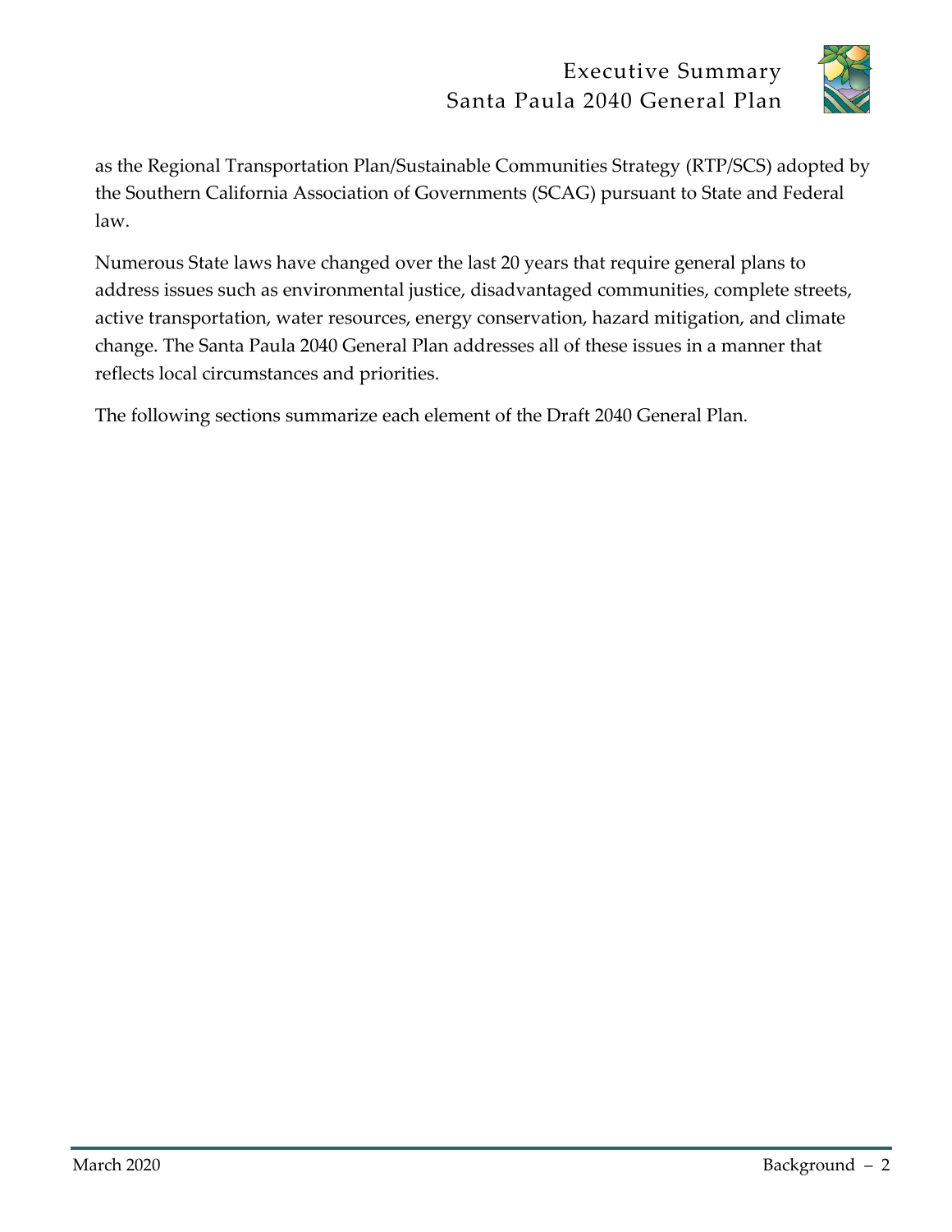as the Regional Transportation Plan/Sustainable Communities Strategy (RTP/SCS) adopted by the Southern California Association of Governments (SCAG) pursuant to State and Federal law.

Numerous State laws have changed over the last 20 years that require general plans to address issues such as environmental justice, disadvantaged communities, complete streets, active transportation, water resources, energy conservation, hazard mitigation, and climate change. The Santa Paula 2040 General Plan addresses all of these issues in a manner that reflects local circumstances and priorities.

The following sections summarize each element of the Draft 2040 General Plan.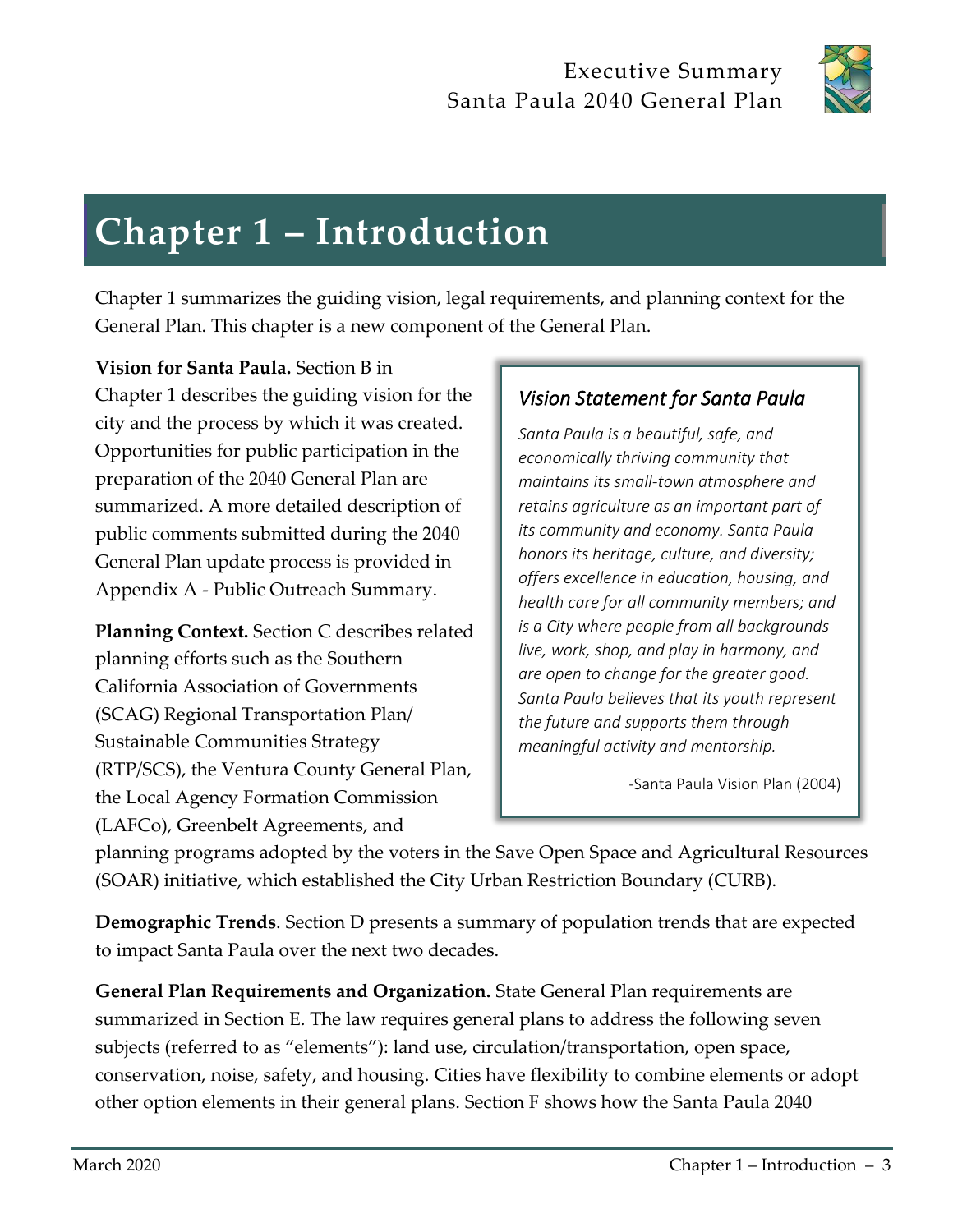# Chapter 1 – Introduction

Chapter 1 summarizes the guiding vision, legal requirements, and planning context for the General Plan. This chapter is a new component of the General Plan.

**Vision for Santa Paula.** Section B in Chapter 1 describes the guiding vision for the city and the process by which it was created. Opportunities for public participation in the preparation of the 2040 General Plan are summarized. A more detailed description of public comments submitted during the 2040 General Plan update process is provided in Appendix A - Public Outreach Summary.

> ***Vision Statement for Santa Paula***
>
> *Santa Paula is a beautiful, safe, and economically thriving community that maintains its small-town atmosphere and retains agriculture as an important part of its community and economy. Santa Paula honors its heritage, culture, and diversity; offers excellence in education, housing, and health care for all community members; and is a City where people from all backgrounds live, work, shop, and play in harmony, and are open to change for the greater good. Santa Paula believes that its youth represent the future and supports them through meaningful activity and mentorship.*
>
> -Santa Paula Vision Plan (2004)

**Planning Context.** Section C describes related planning efforts such as the Southern California Association of Governments (SCAG) Regional Transportation Plan/ Sustainable Communities Strategy (RTP/SCS), the Ventura County General Plan, the Local Agency Formation Commission (LAFCo), Greenbelt Agreements, and planning programs adopted by the voters in the Save Open Space and Agricultural Resources (SOAR) initiative, which established the City Urban Restriction Boundary (CURB).

**Demographic Trends**. Section D presents a summary of population trends that are expected to impact Santa Paula over the next two decades.

**General Plan Requirements and Organization.** State General Plan requirements are summarized in Section E. The law requires general plans to address the following seven subjects (referred to as "elements"): land use, circulation/transportation, open space, conservation, noise, safety, and housing. Cities have flexibility to combine elements or adopt other option elements in their general plans. Section F shows how the Santa Paula 2040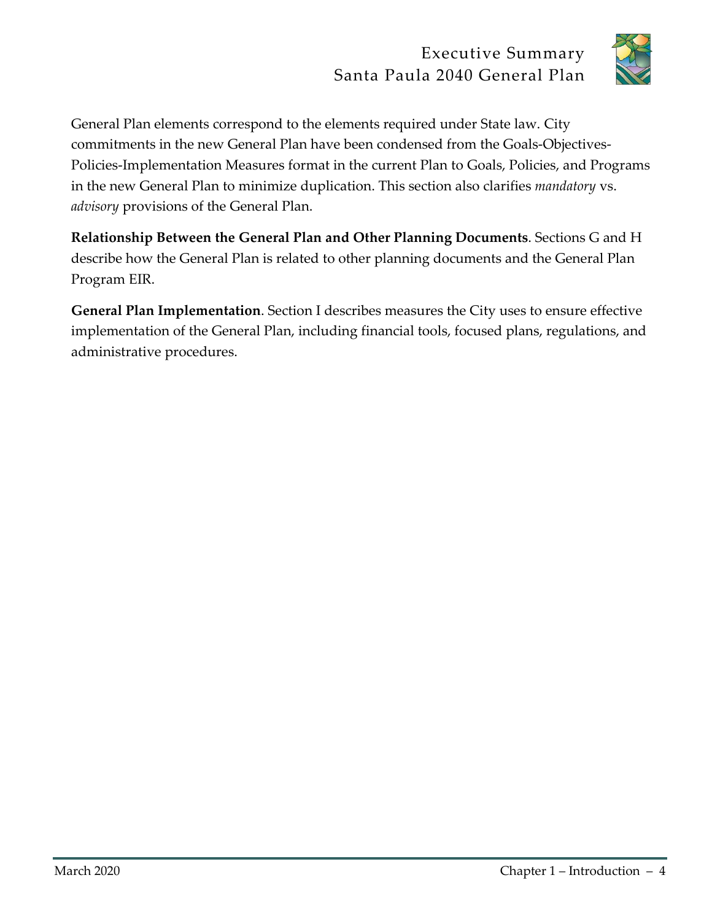General Plan elements correspond to the elements required under State law. City commitments in the new General Plan have been condensed from the Goals-Objectives-Policies-Implementation Measures format in the current Plan to Goals, Policies, and Programs in the new General Plan to minimize duplication. This section also clarifies *mandatory* vs. *advisory* provisions of the General Plan.

**Relationship Between the General Plan and Other Planning Documents**. Sections G and H describe how the General Plan is related to other planning documents and the General Plan Program EIR.

**General Plan Implementation**. Section I describes measures the City uses to ensure effective implementation of the General Plan, including financial tools, focused plans, regulations, and administrative procedures.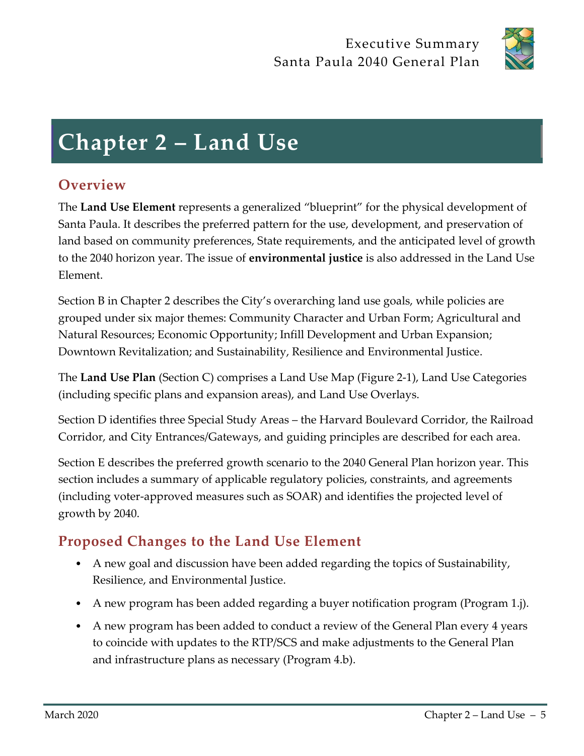# Chapter 2 – Land Use

## Overview

The **Land Use Element** represents a generalized "blueprint" for the physical development of Santa Paula. It describes the preferred pattern for the use, development, and preservation of land based on community preferences, State requirements, and the anticipated level of growth to the 2040 horizon year. The issue of **environmental justice** is also addressed in the Land Use Element.

Section B in Chapter 2 describes the City's overarching land use goals, while policies are grouped under six major themes: Community Character and Urban Form; Agricultural and Natural Resources; Economic Opportunity; Infill Development and Urban Expansion; Downtown Revitalization; and Sustainability, Resilience and Environmental Justice.

The **Land Use Plan** (Section C) comprises a Land Use Map (Figure 2-1), Land Use Categories (including specific plans and expansion areas), and Land Use Overlays.

Section D identifies three Special Study Areas – the Harvard Boulevard Corridor, the Railroad Corridor, and City Entrances/Gateways, and guiding principles are described for each area.

Section E describes the preferred growth scenario to the 2040 General Plan horizon year. This section includes a summary of applicable regulatory policies, constraints, and agreements (including voter-approved measures such as SOAR) and identifies the projected level of growth by 2040.

## Proposed Changes to the Land Use Element

- A new goal and discussion have been added regarding the topics of Sustainability, Resilience, and Environmental Justice.
- A new program has been added regarding a buyer notification program (Program 1.j).
- A new program has been added to conduct a review of the General Plan every 4 years to coincide with updates to the RTP/SCS and make adjustments to the General Plan and infrastructure plans as necessary (Program 4.b).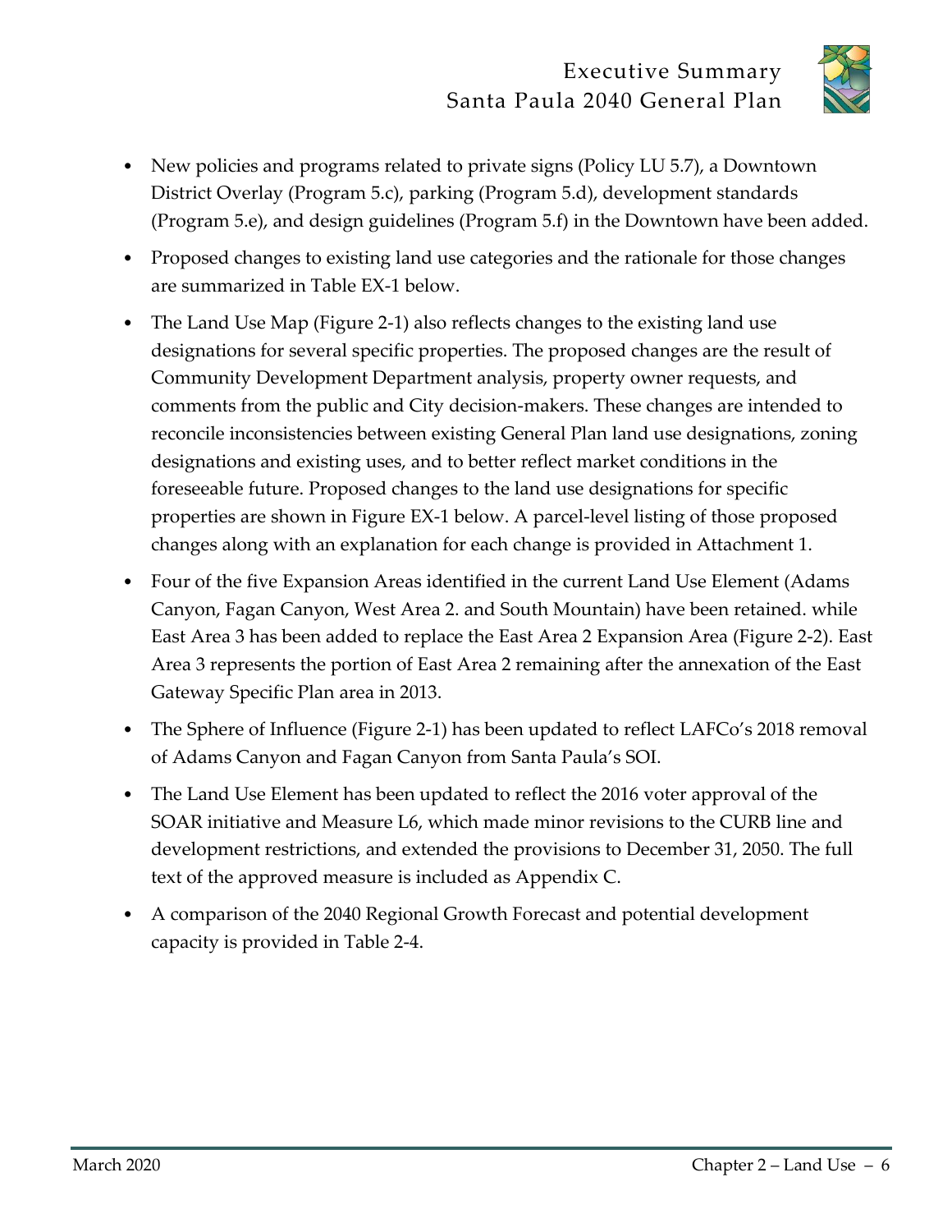- New policies and programs related to private signs (Policy LU 5.7), a Downtown District Overlay (Program 5.c), parking (Program 5.d), development standards (Program 5.e), and design guidelines (Program 5.f) in the Downtown have been added.
- Proposed changes to existing land use categories and the rationale for those changes are summarized in Table EX-1 below.
- The Land Use Map (Figure 2-1) also reflects changes to the existing land use designations for several specific properties. The proposed changes are the result of Community Development Department analysis, property owner requests, and comments from the public and City decision-makers. These changes are intended to reconcile inconsistencies between existing General Plan land use designations, zoning designations and existing uses, and to better reflect market conditions in the foreseeable future. Proposed changes to the land use designations for specific properties are shown in Figure EX-1 below. A parcel-level listing of those proposed changes along with an explanation for each change is provided in Attachment 1.
- Four of the five Expansion Areas identified in the current Land Use Element (Adams Canyon, Fagan Canyon, West Area 2. and South Mountain) have been retained. while East Area 3 has been added to replace the East Area 2 Expansion Area (Figure 2-2). East Area 3 represents the portion of East Area 2 remaining after the annexation of the East Gateway Specific Plan area in 2013.
- The Sphere of Influence (Figure 2-1) has been updated to reflect LAFCo's 2018 removal of Adams Canyon and Fagan Canyon from Santa Paula's SOI.
- The Land Use Element has been updated to reflect the 2016 voter approval of the SOAR initiative and Measure L6, which made minor revisions to the CURB line and development restrictions, and extended the provisions to December 31, 2050. The full text of the approved measure is included as Appendix C.
- A comparison of the 2040 Regional Growth Forecast and potential development capacity is provided in Table 2-4.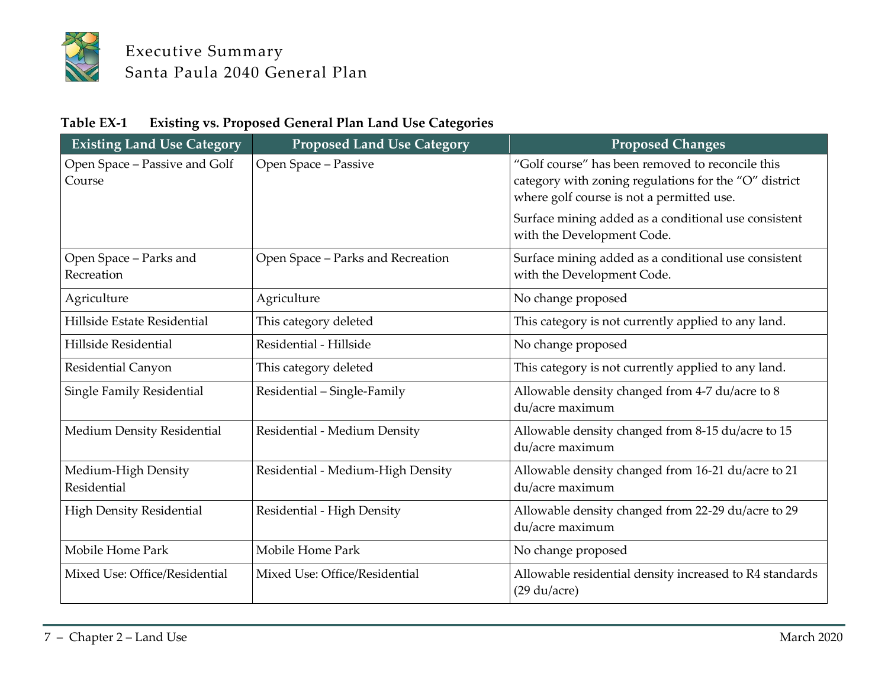**Table EX-1 Existing vs. Proposed General Plan Land Use Categories**

| Existing Land Use Category | Proposed Land Use Category | Proposed Changes |
|---|---|---|
| Open Space – Passive and Golf Course | Open Space – Passive | "Golf course" has been removed to reconcile this category with zoning regulations for the "O" district where golf course is not a permitted use.<br><br>Surface mining added as a conditional use consistent with the Development Code. |
| Open Space – Parks and Recreation | Open Space – Parks and Recreation | Surface mining added as a conditional use consistent with the Development Code. |
| Agriculture | Agriculture | No change proposed |
| Hillside Estate Residential | This category deleted | This category is not currently applied to any land. |
| Hillside Residential | Residential - Hillside | No change proposed |
| Residential Canyon | This category deleted | This category is not currently applied to any land. |
| Single Family Residential | Residential – Single-Family | Allowable density changed from 4-7 du/acre to 8 du/acre maximum |
| Medium Density Residential | Residential - Medium Density | Allowable density changed from 8-15 du/acre to 15 du/acre maximum |
| Medium-High Density Residential | Residential - Medium-High Density | Allowable density changed from 16-21 du/acre to 21 du/acre maximum |
| High Density Residential | Residential - High Density | Allowable density changed from 22-29 du/acre to 29 du/acre maximum |
| Mobile Home Park | Mobile Home Park | No change proposed |
| Mixed Use: Office/Residential | Mixed Use: Office/Residential | Allowable residential density increased to R4 standards (29 du/acre) |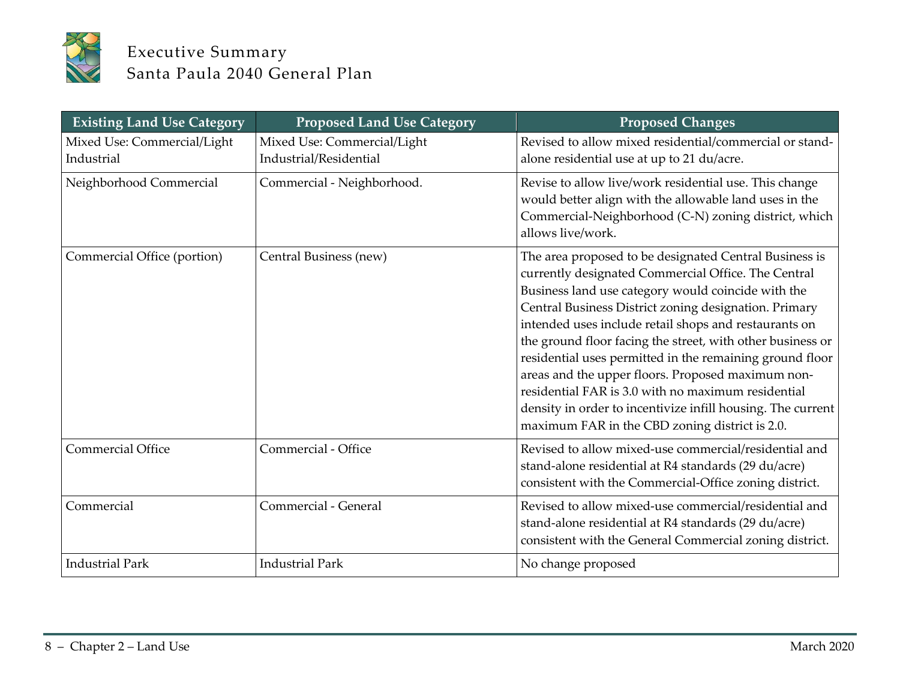| Existing Land Use Category | Proposed Land Use Category | Proposed Changes |
|---|---|---|
| Mixed Use: Commercial/Light Industrial | Mixed Use: Commercial/Light Industrial/Residential | Revised to allow mixed residential/commercial or stand-alone residential use at up to 21 du/acre. |
| Neighborhood Commercial | Commercial - Neighborhood. | Revise to allow live/work residential use. This change would better align with the allowable land uses in the Commercial-Neighborhood (C-N) zoning district, which allows live/work. |
| Commercial Office (portion) | Central Business (new) | The area proposed to be designated Central Business is currently designated Commercial Office. The Central Business land use category would coincide with the Central Business District zoning designation. Primary intended uses include retail shops and restaurants on the ground floor facing the street, with other business or residential uses permitted in the remaining ground floor areas and the upper floors. Proposed maximum non-residential FAR is 3.0 with no maximum residential density in order to incentivize infill housing. The current maximum FAR in the CBD zoning district is 2.0. |
| Commercial Office | Commercial - Office | Revised to allow mixed-use commercial/residential and stand-alone residential at R4 standards (29 du/acre) consistent with the Commercial-Office zoning district. |
| Commercial | Commercial - General | Revised to allow mixed-use commercial/residential and stand-alone residential at R4 standards (29 du/acre) consistent with the General Commercial zoning district. |
| Industrial Park | Industrial Park | No change proposed |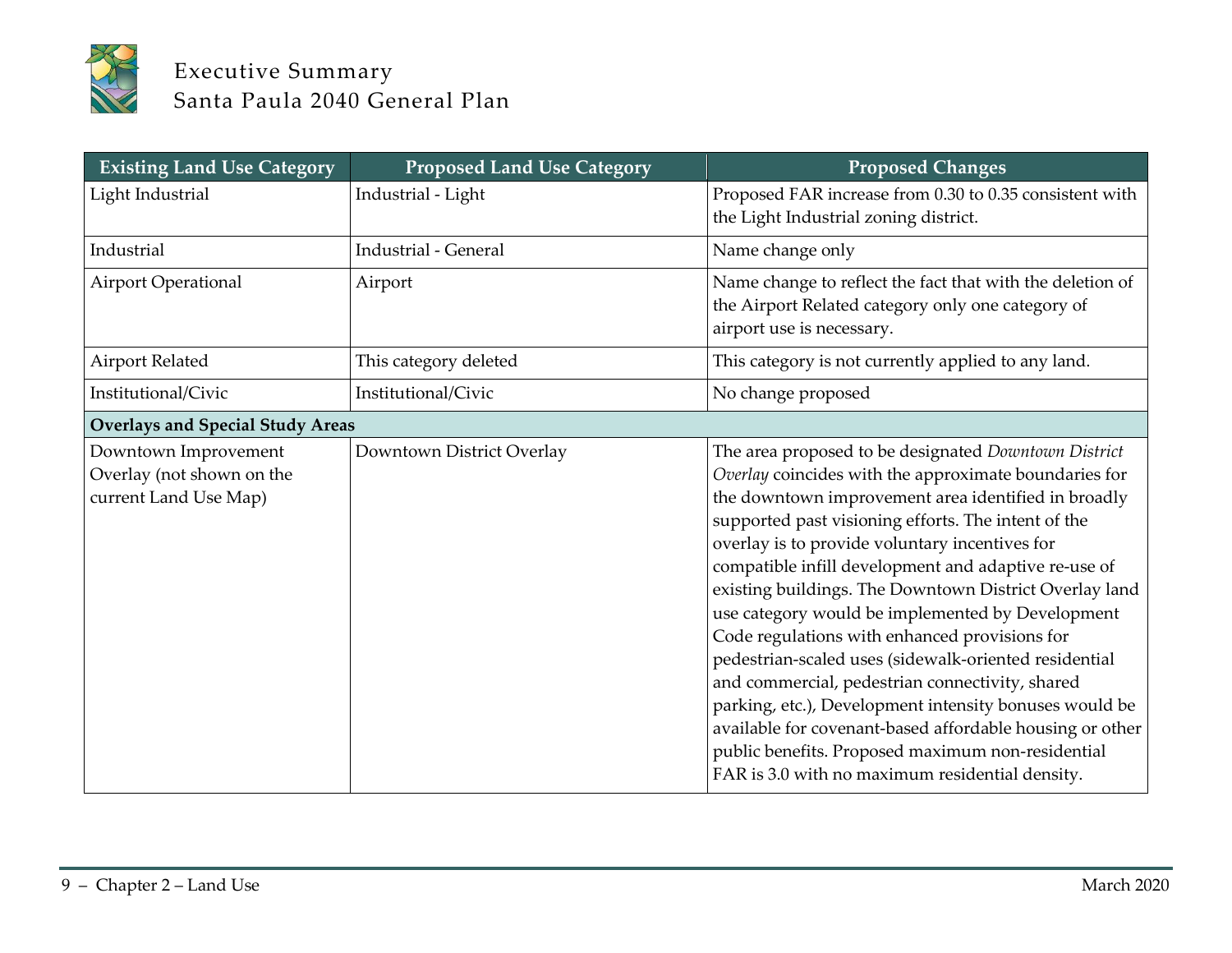| Existing Land Use Category | Proposed Land Use Category | Proposed Changes |
|---|---|---|
| Light Industrial | Industrial - Light | Proposed FAR increase from 0.30 to 0.35 consistent with the Light Industrial zoning district. |
| Industrial | Industrial - General | Name change only |
| Airport Operational | Airport | Name change to reflect the fact that with the deletion of the Airport Related category only one category of airport use is necessary. |
| Airport Related | This category deleted | This category is not currently applied to any land. |
| Institutional/Civic | Institutional/Civic | No change proposed |
| **Overlays and Special Study Areas** | | |
| Downtown Improvement Overlay (not shown on the current Land Use Map) | Downtown District Overlay | The area proposed to be designated *Downtown District Overlay* coincides with the approximate boundaries for the downtown improvement area identified in broadly supported past visioning efforts. The intent of the overlay is to provide voluntary incentives for compatible infill development and adaptive re-use of existing buildings. The Downtown District Overlay land use category would be implemented by Development Code regulations with enhanced provisions for pedestrian-scaled uses (sidewalk-oriented residential and commercial, pedestrian connectivity, shared parking, etc.), Development intensity bonuses would be available for covenant-based affordable housing or other public benefits. Proposed maximum non-residential FAR is 3.0 with no maximum residential density. |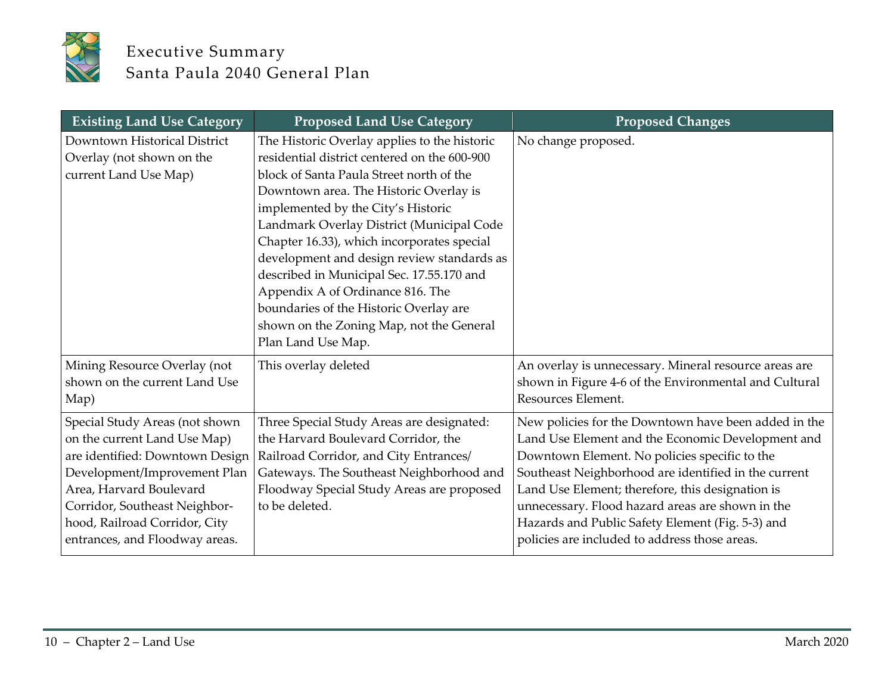| Existing Land Use Category | Proposed Land Use Category | Proposed Changes |
|---|---|---|
| Downtown Historical District Overlay (not shown on the current Land Use Map) | The Historic Overlay applies to the historic residential district centered on the 600-900 block of Santa Paula Street north of the Downtown area. The Historic Overlay is implemented by the City's Historic Landmark Overlay District (Municipal Code Chapter 16.33), which incorporates special development and design review standards as described in Municipal Sec. 17.55.170 and Appendix A of Ordinance 816. The boundaries of the Historic Overlay are shown on the Zoning Map, not the General Plan Land Use Map. | No change proposed. |
| Mining Resource Overlay (not shown on the current Land Use Map) | This overlay deleted | An overlay is unnecessary. Mineral resource areas are shown in Figure 4-6 of the Environmental and Cultural Resources Element. |
| Special Study Areas (not shown on the current Land Use Map) are identified: Downtown Design Development/Improvement Plan Area, Harvard Boulevard Corridor, Southeast Neighborhood, Railroad Corridor, City entrances, and Floodway areas. | Three Special Study Areas are designated: the Harvard Boulevard Corridor, the Railroad Corridor, and City Entrances/ Gateways. The Southeast Neighborhood and Floodway Special Study Areas are proposed to be deleted. | New policies for the Downtown have been added in the Land Use Element and the Economic Development and Downtown Element. No policies specific to the Southeast Neighborhood are identified in the current Land Use Element; therefore, this designation is unnecessary. Flood hazard areas are shown in the Hazards and Public Safety Element (Fig. 5-3) and policies are included to address those areas. |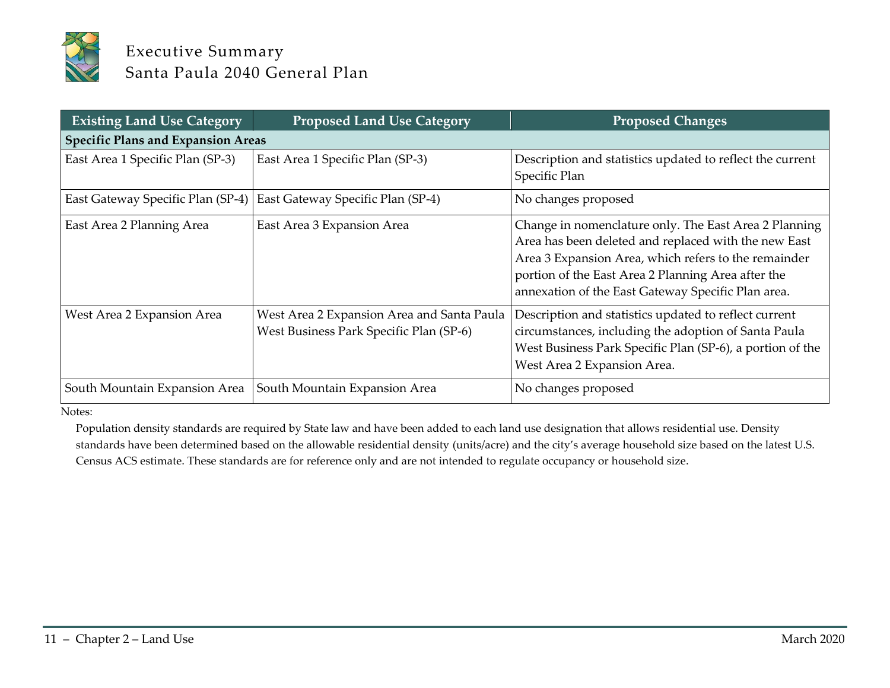| Existing Land Use Category | Proposed Land Use Category | Proposed Changes |
|---|---|---|
| **Specific Plans and Expansion Areas** | | |
| East Area 1 Specific Plan (SP-3) | East Area 1 Specific Plan (SP-3) | Description and statistics updated to reflect the current Specific Plan |
| East Gateway Specific Plan (SP-4) | East Gateway Specific Plan (SP-4) | No changes proposed |
| East Area 2 Planning Area | East Area 3 Expansion Area | Change in nomenclature only. The East Area 2 Planning Area has been deleted and replaced with the new East Area 3 Expansion Area, which refers to the remainder portion of the East Area 2 Planning Area after the annexation of the East Gateway Specific Plan area. |
| West Area 2 Expansion Area | West Area 2 Expansion Area and Santa Paula West Business Park Specific Plan (SP-6) | Description and statistics updated to reflect current circumstances, including the adoption of Santa Paula West Business Park Specific Plan (SP-6), a portion of the West Area 2 Expansion Area. |
| South Mountain Expansion Area | South Mountain Expansion Area | No changes proposed |

Notes:

Population density standards are required by State law and have been added to each land use designation that allows residential use. Density standards have been determined based on the allowable residential density (units/acre) and the city's average household size based on the latest U.S. Census ACS estimate. These standards are for reference only and are not intended to regulate occupancy or household size.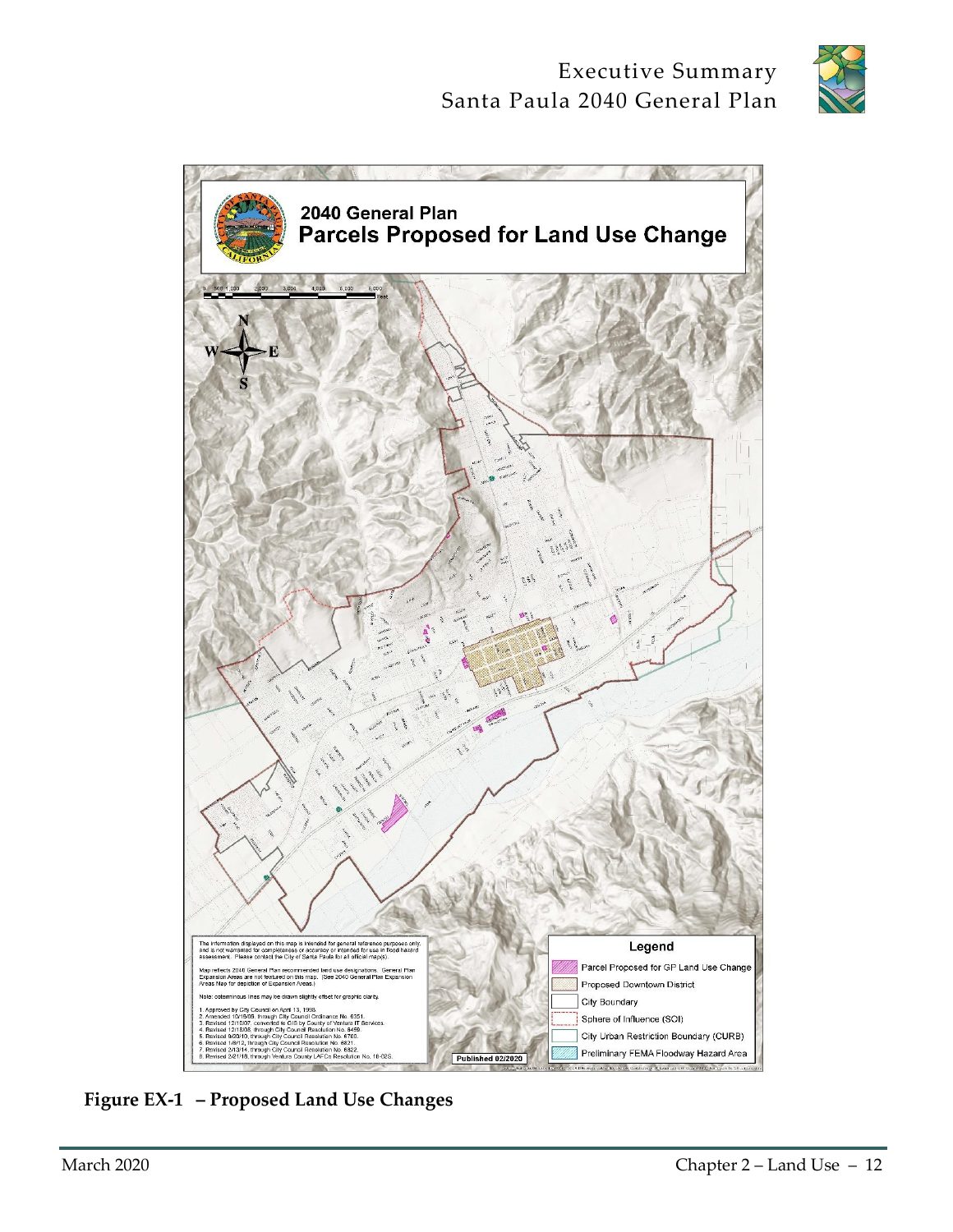2040 General Plan
Parcels Proposed for Land Use Change

The information displayed on this map is intended for general reference purposes only, and is not warranted for completeness or accuracy or intended for use in flood hazard assessment. Please contact the City of Santa Paula for all official map(s).

Map reflects 2040 General Plan recommended land use designations. General Plan Expansion Areas are not featured on this map. (See 2040 General Plan Expansion Areas Map for depiction of Expansion Areas.)

Note: coterminous lines may be drawn slightly offset for graphic clarity.

1. Approved by City Council on April 13, 1998.
2. Amended 10/16/06, through City Council Ordinance No. 6351.
3. Revised 12/10/07, converted to GIS by County of Ventura IT Services.
4. Revised 12/15/08, through City Council Resolution No. 6459.
5. Revised 9/20/10, through City Council Resolution No. 6700.
6. Revised 1/9/12, through City Council Resolution No. 6821.
7. Revised 2/13/14, through City Council Resolution No. 6822.
8. Revised 2/21/18, through Ventura County LAFCo Resolution No. 18-02S.

Published 02/2020

Legend
- Parcel Proposed for GP Land Use Change
- Proposed Downtown District
- City Boundary
- Sphere of Influence (SOI)
- City Urban Restriction Boundary (CURB)
- Preliminary FEMA Floodway Hazard Area

**Figure EX-1 – Proposed Land Use Changes**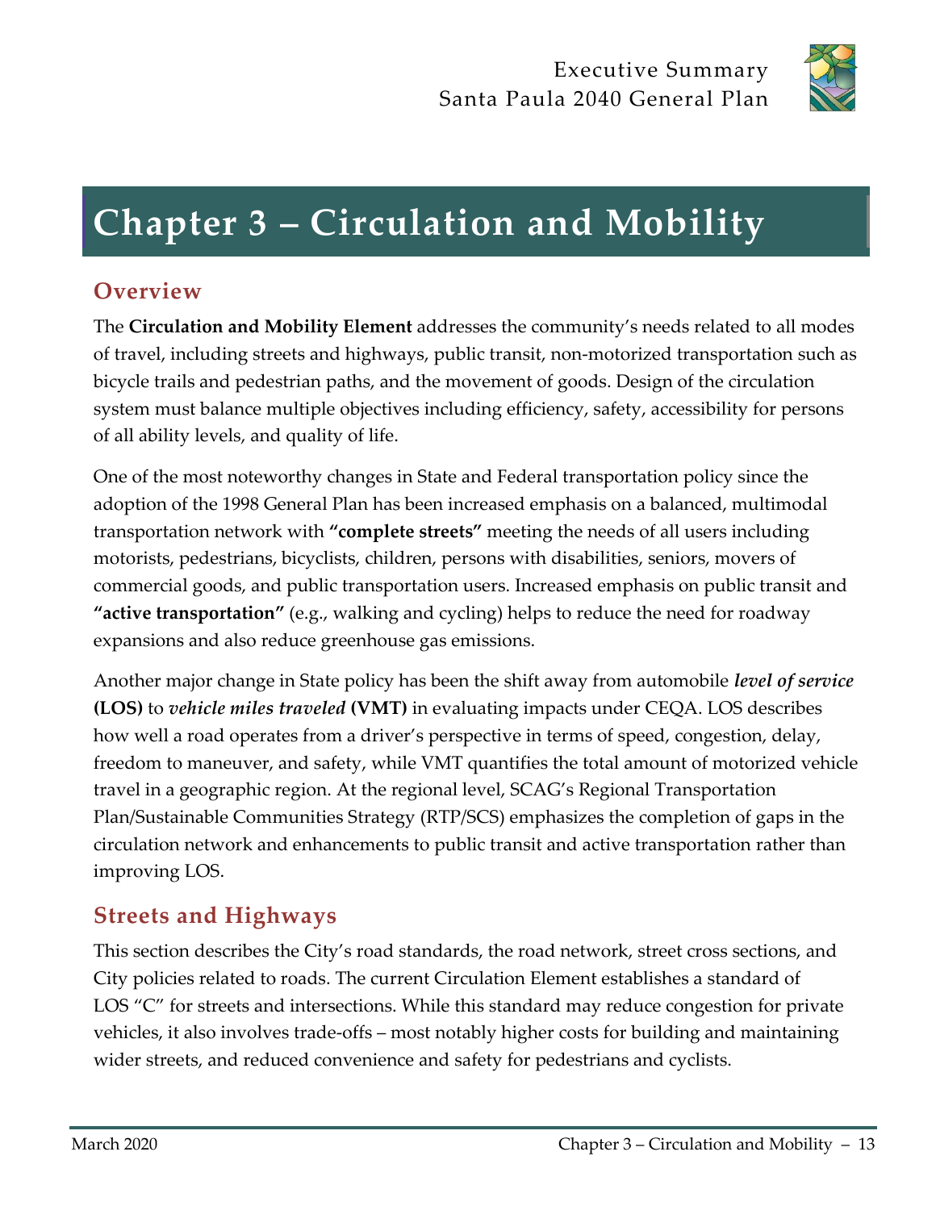# Chapter 3 – Circulation and Mobility

## Overview

The **Circulation and Mobility Element** addresses the community's needs related to all modes of travel, including streets and highways, public transit, non-motorized transportation such as bicycle trails and pedestrian paths, and the movement of goods. Design of the circulation system must balance multiple objectives including efficiency, safety, accessibility for persons of all ability levels, and quality of life.

One of the most noteworthy changes in State and Federal transportation policy since the adoption of the 1998 General Plan has been increased emphasis on a balanced, multimodal transportation network with **"complete streets"** meeting the needs of all users including motorists, pedestrians, bicyclists, children, persons with disabilities, seniors, movers of commercial goods, and public transportation users. Increased emphasis on public transit and **"active transportation"** (e.g., walking and cycling) helps to reduce the need for roadway expansions and also reduce greenhouse gas emissions.

Another major change in State policy has been the shift away from automobile ***level of service*** **(LOS)** to ***vehicle miles traveled*** **(VMT)** in evaluating impacts under CEQA. LOS describes how well a road operates from a driver's perspective in terms of speed, congestion, delay, freedom to maneuver, and safety, while VMT quantifies the total amount of motorized vehicle travel in a geographic region. At the regional level, SCAG's Regional Transportation Plan/Sustainable Communities Strategy (RTP/SCS) emphasizes the completion of gaps in the circulation network and enhancements to public transit and active transportation rather than improving LOS.

## Streets and Highways

This section describes the City's road standards, the road network, street cross sections, and City policies related to roads. The current Circulation Element establishes a standard of LOS "C" for streets and intersections. While this standard may reduce congestion for private vehicles, it also involves trade-offs – most notably higher costs for building and maintaining wider streets, and reduced convenience and safety for pedestrians and cyclists.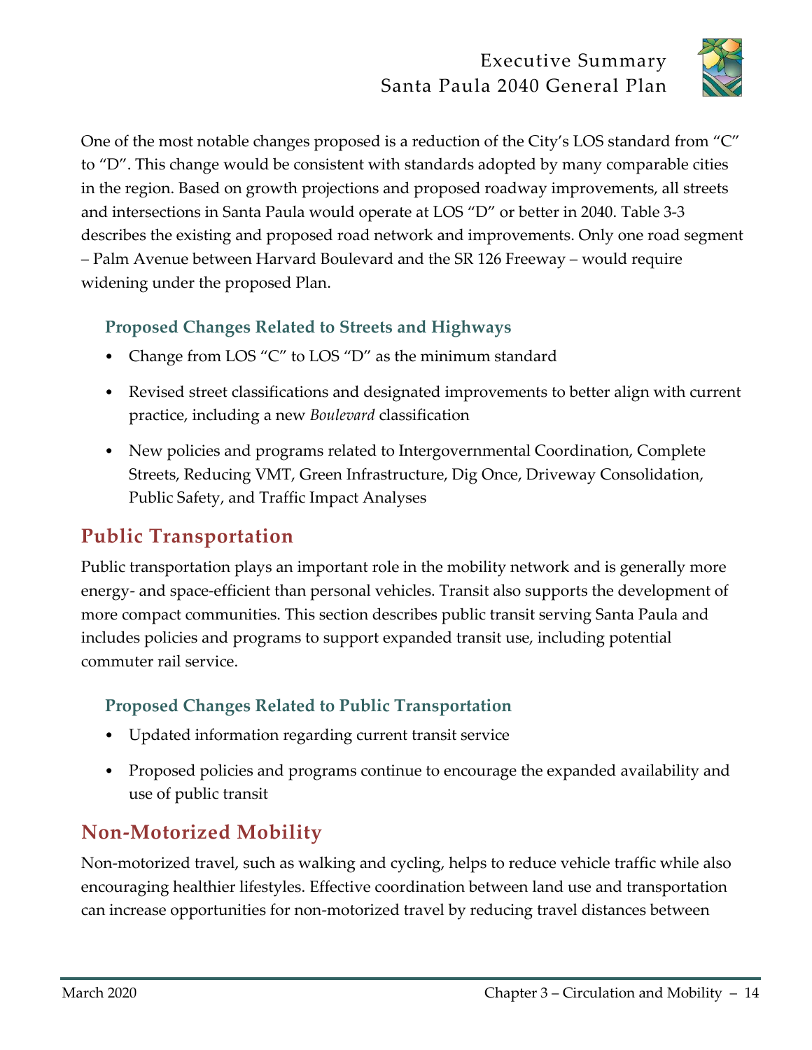One of the most notable changes proposed is a reduction of the City's LOS standard from "C" to "D". This change would be consistent with standards adopted by many comparable cities in the region. Based on growth projections and proposed roadway improvements, all streets and intersections in Santa Paula would operate at LOS "D" or better in 2040. Table 3-3 describes the existing and proposed road network and improvements. Only one road segment – Palm Avenue between Harvard Boulevard and the SR 126 Freeway – would require widening under the proposed Plan.

### Proposed Changes Related to Streets and Highways

- Change from LOS "C" to LOS "D" as the minimum standard
- Revised street classifications and designated improvements to better align with current practice, including a new *Boulevard* classification
- New policies and programs related to Intergovernmental Coordination, Complete Streets, Reducing VMT, Green Infrastructure, Dig Once, Driveway Consolidation, Public Safety, and Traffic Impact Analyses

## Public Transportation

Public transportation plays an important role in the mobility network and is generally more energy- and space-efficient than personal vehicles. Transit also supports the development of more compact communities. This section describes public transit serving Santa Paula and includes policies and programs to support expanded transit use, including potential commuter rail service.

### Proposed Changes Related to Public Transportation

- Updated information regarding current transit service
- Proposed policies and programs continue to encourage the expanded availability and use of public transit

## Non-Motorized Mobility

Non-motorized travel, such as walking and cycling, helps to reduce vehicle traffic while also encouraging healthier lifestyles. Effective coordination between land use and transportation can increase opportunities for non-motorized travel by reducing travel distances between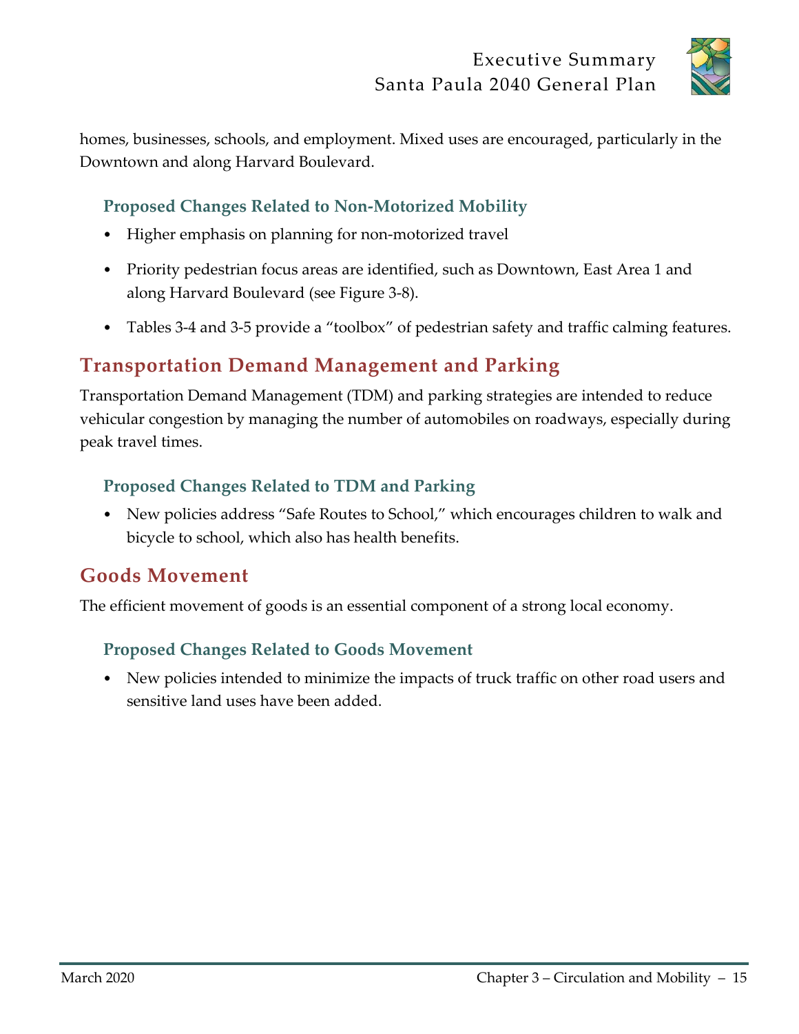homes, businesses, schools, and employment. Mixed uses are encouraged, particularly in the Downtown and along Harvard Boulevard.

### Proposed Changes Related to Non-Motorized Mobility

- Higher emphasis on planning for non-motorized travel
- Priority pedestrian focus areas are identified, such as Downtown, East Area 1 and along Harvard Boulevard (see Figure 3-8).
- Tables 3-4 and 3-5 provide a "toolbox" of pedestrian safety and traffic calming features.

## Transportation Demand Management and Parking

Transportation Demand Management (TDM) and parking strategies are intended to reduce vehicular congestion by managing the number of automobiles on roadways, especially during peak travel times.

### Proposed Changes Related to TDM and Parking

- New policies address "Safe Routes to School," which encourages children to walk and bicycle to school, which also has health benefits.

## Goods Movement

The efficient movement of goods is an essential component of a strong local economy.

### Proposed Changes Related to Goods Movement

- New policies intended to minimize the impacts of truck traffic on other road users and sensitive land uses have been added.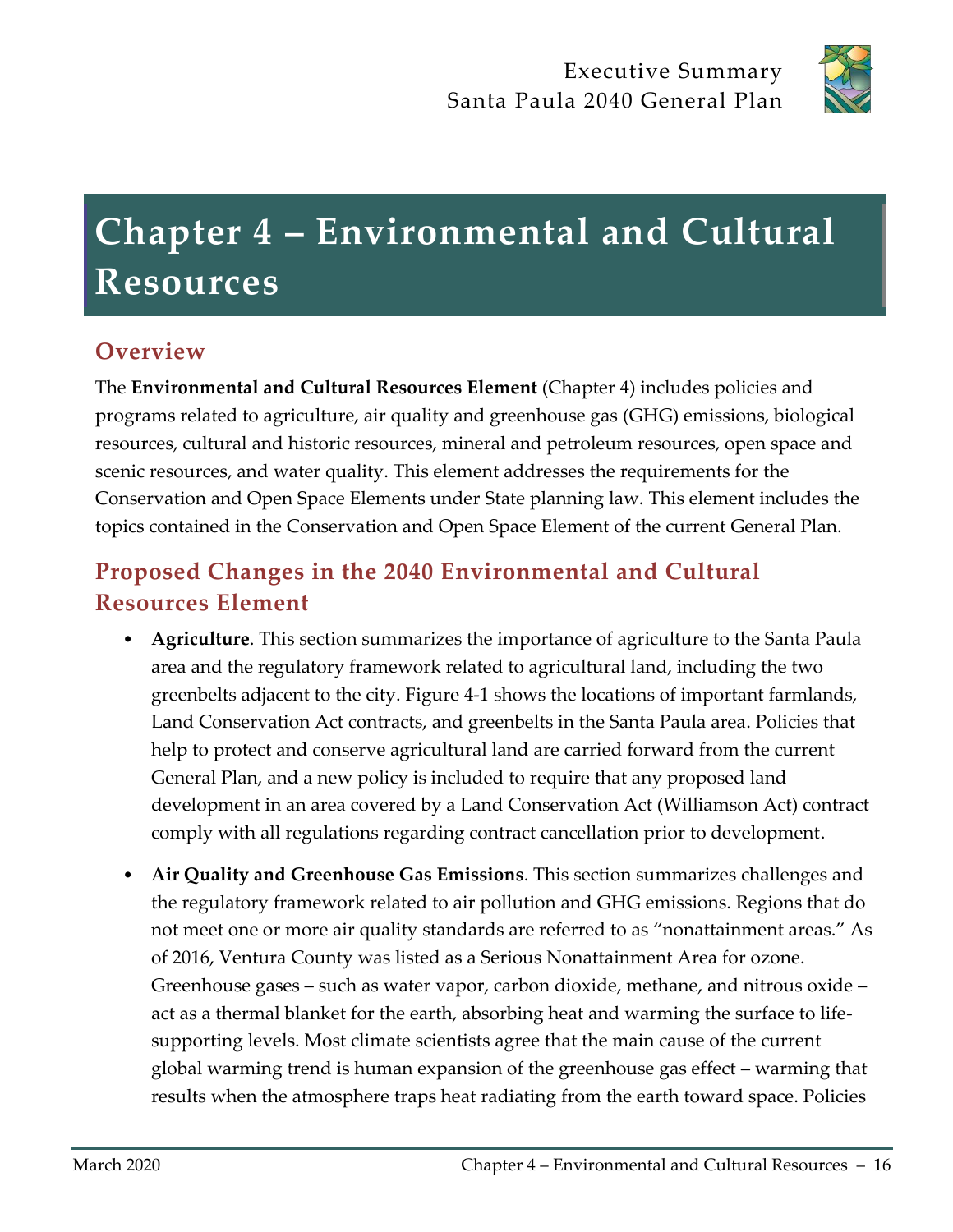# Chapter 4 – Environmental and Cultural Resources

## Overview

The **Environmental and Cultural Resources Element** (Chapter 4) includes policies and programs related to agriculture, air quality and greenhouse gas (GHG) emissions, biological resources, cultural and historic resources, mineral and petroleum resources, open space and scenic resources, and water quality. This element addresses the requirements for the Conservation and Open Space Elements under State planning law. This element includes the topics contained in the Conservation and Open Space Element of the current General Plan.

## Proposed Changes in the 2040 Environmental and Cultural Resources Element

- **Agriculture**. This section summarizes the importance of agriculture to the Santa Paula area and the regulatory framework related to agricultural land, including the two greenbelts adjacent to the city. Figure 4-1 shows the locations of important farmlands, Land Conservation Act contracts, and greenbelts in the Santa Paula area. Policies that help to protect and conserve agricultural land are carried forward from the current General Plan, and a new policy is included to require that any proposed land development in an area covered by a Land Conservation Act (Williamson Act) contract comply with all regulations regarding contract cancellation prior to development.

- **Air Quality and Greenhouse Gas Emissions**. This section summarizes challenges and the regulatory framework related to air pollution and GHG emissions. Regions that do not meet one or more air quality standards are referred to as "nonattainment areas." As of 2016, Ventura County was listed as a Serious Nonattainment Area for ozone. Greenhouse gases – such as water vapor, carbon dioxide, methane, and nitrous oxide – act as a thermal blanket for the earth, absorbing heat and warming the surface to life-supporting levels. Most climate scientists agree that the main cause of the current global warming trend is human expansion of the greenhouse gas effect – warming that results when the atmosphere traps heat radiating from the earth toward space. Policies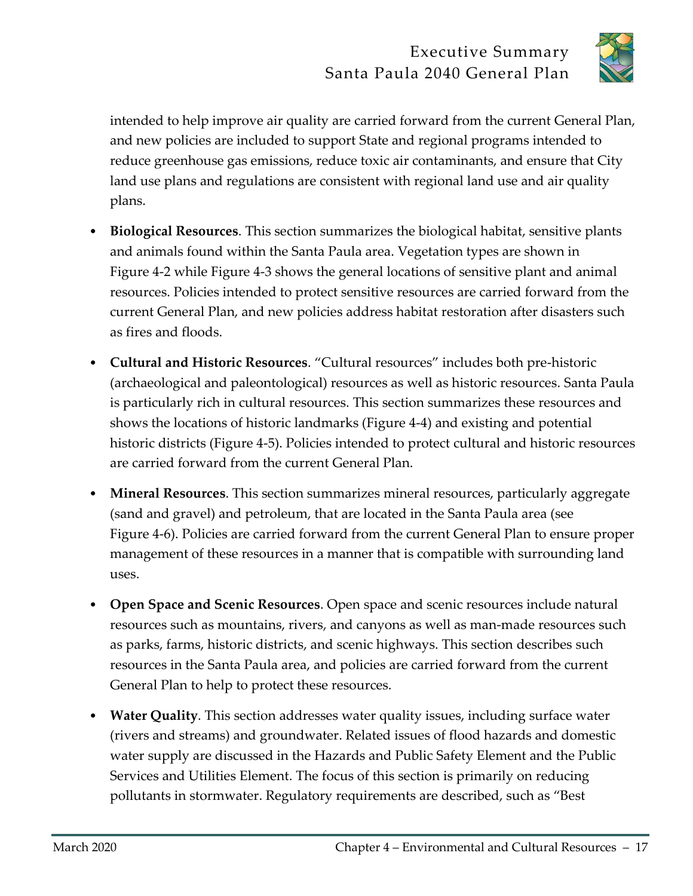intended to help improve air quality are carried forward from the current General Plan, and new policies are included to support State and regional programs intended to reduce greenhouse gas emissions, reduce toxic air contaminants, and ensure that City land use plans and regulations are consistent with regional land use and air quality plans.

- **Biological Resources**. This section summarizes the biological habitat, sensitive plants and animals found within the Santa Paula area. Vegetation types are shown in Figure 4-2 while Figure 4-3 shows the general locations of sensitive plant and animal resources. Policies intended to protect sensitive resources are carried forward from the current General Plan, and new policies address habitat restoration after disasters such as fires and floods.

- **Cultural and Historic Resources**. "Cultural resources" includes both pre-historic (archaeological and paleontological) resources as well as historic resources. Santa Paula is particularly rich in cultural resources. This section summarizes these resources and shows the locations of historic landmarks (Figure 4-4) and existing and potential historic districts (Figure 4-5). Policies intended to protect cultural and historic resources are carried forward from the current General Plan.

- **Mineral Resources**. This section summarizes mineral resources, particularly aggregate (sand and gravel) and petroleum, that are located in the Santa Paula area (see Figure 4-6). Policies are carried forward from the current General Plan to ensure proper management of these resources in a manner that is compatible with surrounding land uses.

- **Open Space and Scenic Resources**. Open space and scenic resources include natural resources such as mountains, rivers, and canyons as well as man-made resources such as parks, farms, historic districts, and scenic highways. This section describes such resources in the Santa Paula area, and policies are carried forward from the current General Plan to help to protect these resources.

- **Water Quality**. This section addresses water quality issues, including surface water (rivers and streams) and groundwater. Related issues of flood hazards and domestic water supply are discussed in the Hazards and Public Safety Element and the Public Services and Utilities Element. The focus of this section is primarily on reducing pollutants in stormwater. Regulatory requirements are described, such as "Best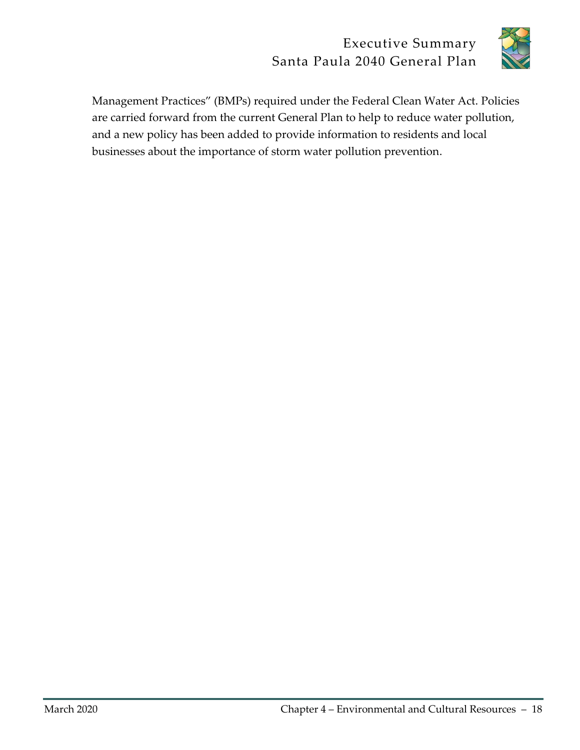Management Practices" (BMPs) required under the Federal Clean Water Act. Policies are carried forward from the current General Plan to help to reduce water pollution, and a new policy has been added to provide information to residents and local businesses about the importance of storm water pollution prevention.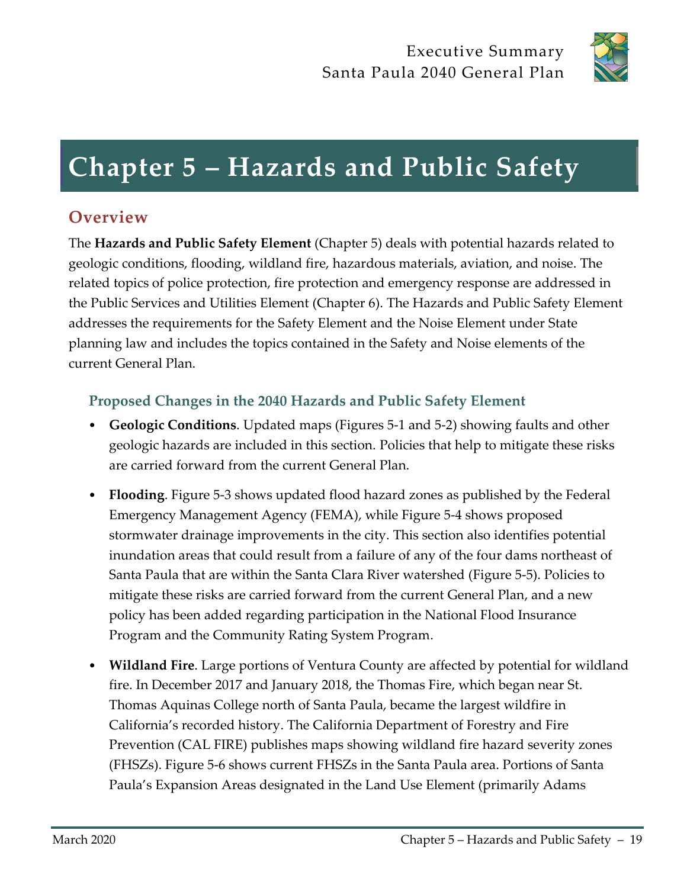# Chapter 5 – Hazards and Public Safety

## Overview

The **Hazards and Public Safety Element** (Chapter 5) deals with potential hazards related to geologic conditions, flooding, wildland fire, hazardous materials, aviation, and noise. The related topics of police protection, fire protection and emergency response are addressed in the Public Services and Utilities Element (Chapter 6). The Hazards and Public Safety Element addresses the requirements for the Safety Element and the Noise Element under State planning law and includes the topics contained in the Safety and Noise elements of the current General Plan.

### Proposed Changes in the 2040 Hazards and Public Safety Element

- **Geologic Conditions**. Updated maps (Figures 5-1 and 5-2) showing faults and other geologic hazards are included in this section. Policies that help to mitigate these risks are carried forward from the current General Plan.
- **Flooding**. Figure 5-3 shows updated flood hazard zones as published by the Federal Emergency Management Agency (FEMA), while Figure 5-4 shows proposed stormwater drainage improvements in the city. This section also identifies potential inundation areas that could result from a failure of any of the four dams northeast of Santa Paula that are within the Santa Clara River watershed (Figure 5-5). Policies to mitigate these risks are carried forward from the current General Plan, and a new policy has been added regarding participation in the National Flood Insurance Program and the Community Rating System Program.
- **Wildland Fire**. Large portions of Ventura County are affected by potential for wildland fire. In December 2017 and January 2018, the Thomas Fire, which began near St. Thomas Aquinas College north of Santa Paula, became the largest wildfire in California's recorded history. The California Department of Forestry and Fire Prevention (CAL FIRE) publishes maps showing wildland fire hazard severity zones (FHSZs). Figure 5-6 shows current FHSZs in the Santa Paula area. Portions of Santa Paula's Expansion Areas designated in the Land Use Element (primarily Adams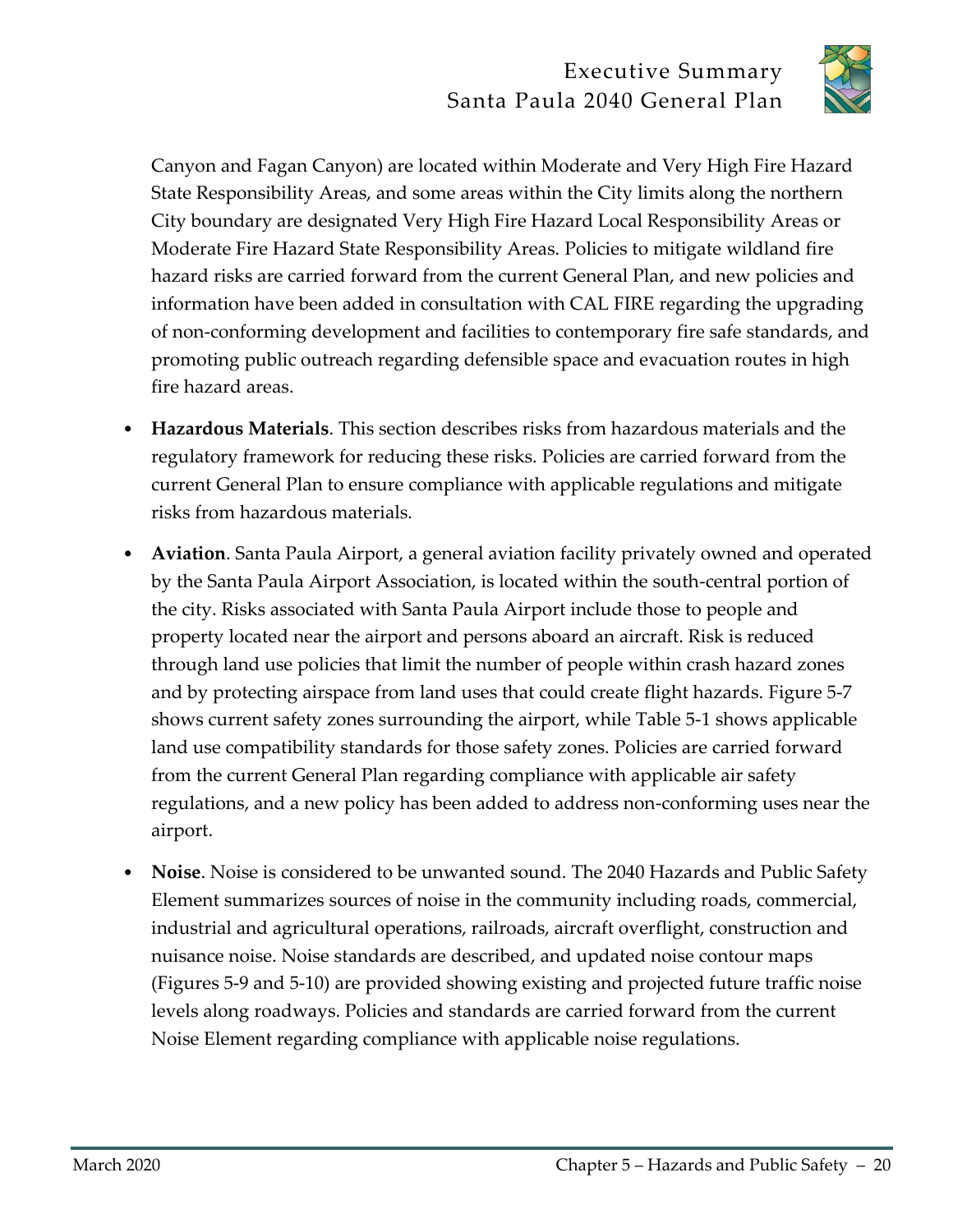Canyon and Fagan Canyon) are located within Moderate and Very High Fire Hazard State Responsibility Areas, and some areas within the City limits along the northern City boundary are designated Very High Fire Hazard Local Responsibility Areas or Moderate Fire Hazard State Responsibility Areas. Policies to mitigate wildland fire hazard risks are carried forward from the current General Plan, and new policies and information have been added in consultation with CAL FIRE regarding the upgrading of non-conforming development and facilities to contemporary fire safe standards, and promoting public outreach regarding defensible space and evacuation routes in high fire hazard areas.

- **Hazardous Materials**. This section describes risks from hazardous materials and the regulatory framework for reducing these risks. Policies are carried forward from the current General Plan to ensure compliance with applicable regulations and mitigate risks from hazardous materials.
- **Aviation**. Santa Paula Airport, a general aviation facility privately owned and operated by the Santa Paula Airport Association, is located within the south-central portion of the city. Risks associated with Santa Paula Airport include those to people and property located near the airport and persons aboard an aircraft. Risk is reduced through land use policies that limit the number of people within crash hazard zones and by protecting airspace from land uses that could create flight hazards. Figure 5-7 shows current safety zones surrounding the airport, while Table 5-1 shows applicable land use compatibility standards for those safety zones. Policies are carried forward from the current General Plan regarding compliance with applicable air safety regulations, and a new policy has been added to address non-conforming uses near the airport.
- **Noise**. Noise is considered to be unwanted sound. The 2040 Hazards and Public Safety Element summarizes sources of noise in the community including roads, commercial, industrial and agricultural operations, railroads, aircraft overflight, construction and nuisance noise. Noise standards are described, and updated noise contour maps (Figures 5-9 and 5-10) are provided showing existing and projected future traffic noise levels along roadways. Policies and standards are carried forward from the current Noise Element regarding compliance with applicable noise regulations.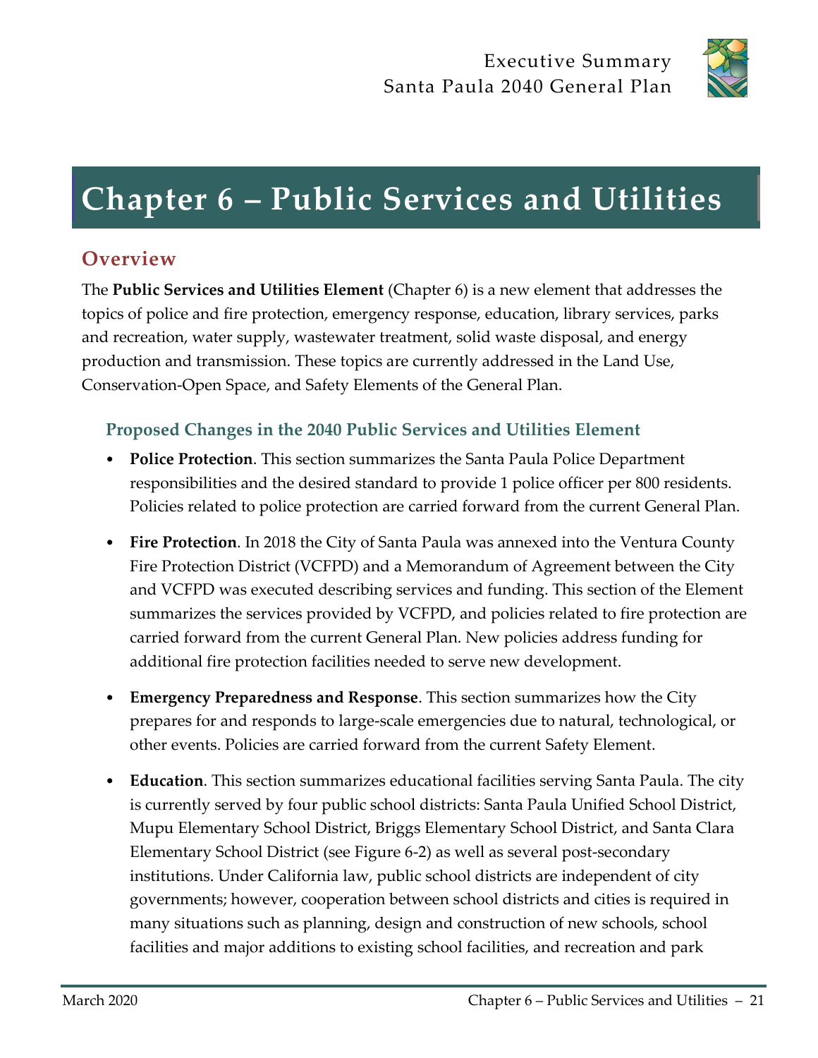# Chapter 6 – Public Services and Utilities

## Overview

The **Public Services and Utilities Element** (Chapter 6) is a new element that addresses the topics of police and fire protection, emergency response, education, library services, parks and recreation, water supply, wastewater treatment, solid waste disposal, and energy production and transmission. These topics are currently addressed in the Land Use, Conservation-Open Space, and Safety Elements of the General Plan.

### Proposed Changes in the 2040 Public Services and Utilities Element

- **Police Protection**. This section summarizes the Santa Paula Police Department responsibilities and the desired standard to provide 1 police officer per 800 residents. Policies related to police protection are carried forward from the current General Plan.

- **Fire Protection**. In 2018 the City of Santa Paula was annexed into the Ventura County Fire Protection District (VCFPD) and a Memorandum of Agreement between the City and VCFPD was executed describing services and funding. This section of the Element summarizes the services provided by VCFPD, and policies related to fire protection are carried forward from the current General Plan. New policies address funding for additional fire protection facilities needed to serve new development.

- **Emergency Preparedness and Response**. This section summarizes how the City prepares for and responds to large-scale emergencies due to natural, technological, or other events. Policies are carried forward from the current Safety Element.

- **Education**. This section summarizes educational facilities serving Santa Paula. The city is currently served by four public school districts: Santa Paula Unified School District, Mupu Elementary School District, Briggs Elementary School District, and Santa Clara Elementary School District (see Figure 6-2) as well as several post-secondary institutions. Under California law, public school districts are independent of city governments; however, cooperation between school districts and cities is required in many situations such as planning, design and construction of new schools, school facilities and major additions to existing school facilities, and recreation and park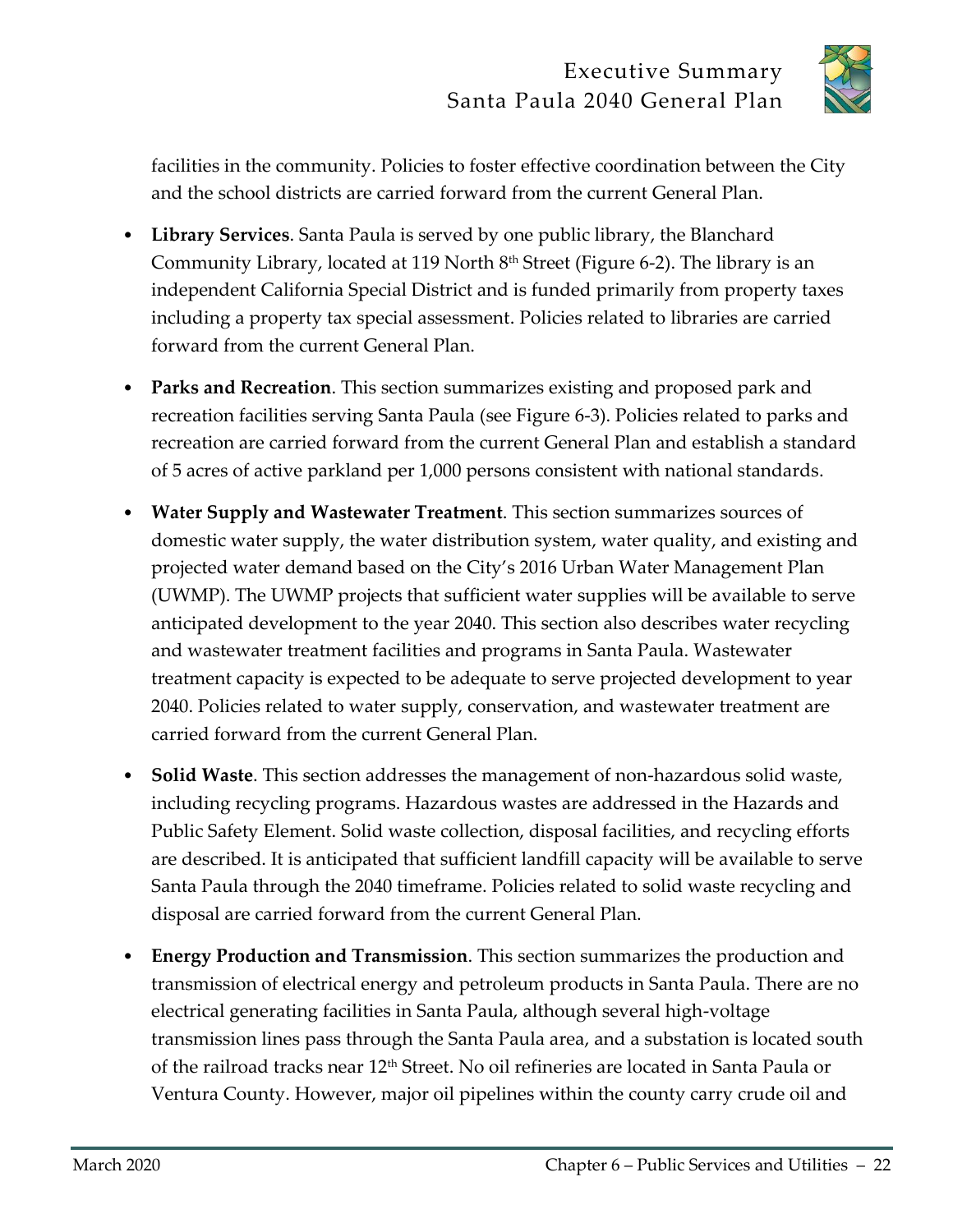facilities in the community. Policies to foster effective coordination between the City and the school districts are carried forward from the current General Plan.

- **Library Services**. Santa Paula is served by one public library, the Blanchard Community Library, located at 119 North 8th Street (Figure 6-2). The library is an independent California Special District and is funded primarily from property taxes including a property tax special assessment. Policies related to libraries are carried forward from the current General Plan.

- **Parks and Recreation**. This section summarizes existing and proposed park and recreation facilities serving Santa Paula (see Figure 6-3). Policies related to parks and recreation are carried forward from the current General Plan and establish a standard of 5 acres of active parkland per 1,000 persons consistent with national standards.

- **Water Supply and Wastewater Treatment**. This section summarizes sources of domestic water supply, the water distribution system, water quality, and existing and projected water demand based on the City's 2016 Urban Water Management Plan (UWMP). The UWMP projects that sufficient water supplies will be available to serve anticipated development to the year 2040. This section also describes water recycling and wastewater treatment facilities and programs in Santa Paula. Wastewater treatment capacity is expected to be adequate to serve projected development to year 2040. Policies related to water supply, conservation, and wastewater treatment are carried forward from the current General Plan.

- **Solid Waste**. This section addresses the management of non-hazardous solid waste, including recycling programs. Hazardous wastes are addressed in the Hazards and Public Safety Element. Solid waste collection, disposal facilities, and recycling efforts are described. It is anticipated that sufficient landfill capacity will be available to serve Santa Paula through the 2040 timeframe. Policies related to solid waste recycling and disposal are carried forward from the current General Plan.

- **Energy Production and Transmission**. This section summarizes the production and transmission of electrical energy and petroleum products in Santa Paula. There are no electrical generating facilities in Santa Paula, although several high-voltage transmission lines pass through the Santa Paula area, and a substation is located south of the railroad tracks near 12th Street. No oil refineries are located in Santa Paula or Ventura County. However, major oil pipelines within the county carry crude oil and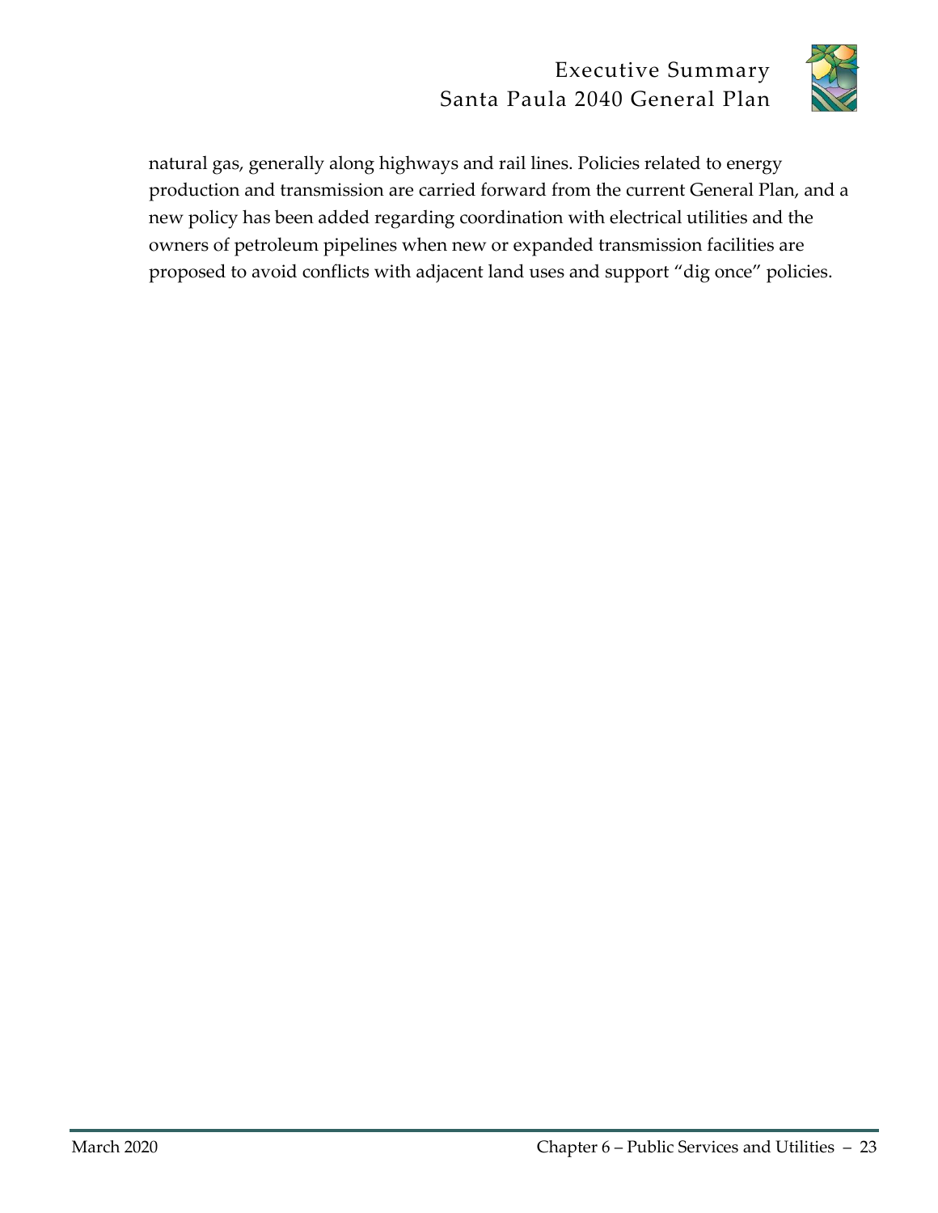natural gas, generally along highways and rail lines. Policies related to energy production and transmission are carried forward from the current General Plan, and a new policy has been added regarding coordination with electrical utilities and the owners of petroleum pipelines when new or expanded transmission facilities are proposed to avoid conflicts with adjacent land uses and support "dig once" policies.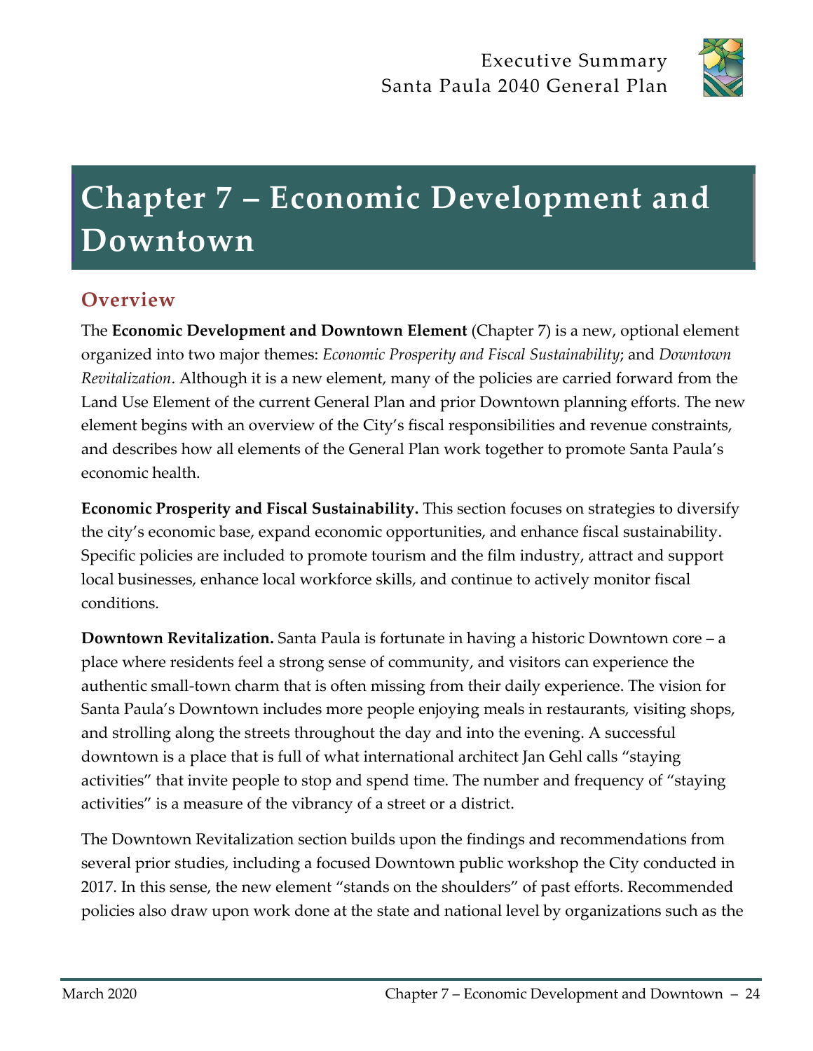# Chapter 7 – Economic Development and Downtown

## Overview

The **Economic Development and Downtown Element** (Chapter 7) is a new, optional element organized into two major themes: *Economic Prosperity and Fiscal Sustainability*; and *Downtown Revitalization*. Although it is a new element, many of the policies are carried forward from the Land Use Element of the current General Plan and prior Downtown planning efforts. The new element begins with an overview of the City's fiscal responsibilities and revenue constraints, and describes how all elements of the General Plan work together to promote Santa Paula's economic health.

**Economic Prosperity and Fiscal Sustainability.** This section focuses on strategies to diversify the city's economic base, expand economic opportunities, and enhance fiscal sustainability. Specific policies are included to promote tourism and the film industry, attract and support local businesses, enhance local workforce skills, and continue to actively monitor fiscal conditions.

**Downtown Revitalization.** Santa Paula is fortunate in having a historic Downtown core – a place where residents feel a strong sense of community, and visitors can experience the authentic small-town charm that is often missing from their daily experience. The vision for Santa Paula's Downtown includes more people enjoying meals in restaurants, visiting shops, and strolling along the streets throughout the day and into the evening. A successful downtown is a place that is full of what international architect Jan Gehl calls "staying activities" that invite people to stop and spend time. The number and frequency of "staying activities" is a measure of the vibrancy of a street or a district.

The Downtown Revitalization section builds upon the findings and recommendations from several prior studies, including a focused Downtown public workshop the City conducted in 2017. In this sense, the new element "stands on the shoulders" of past efforts. Recommended policies also draw upon work done at the state and national level by organizations such as the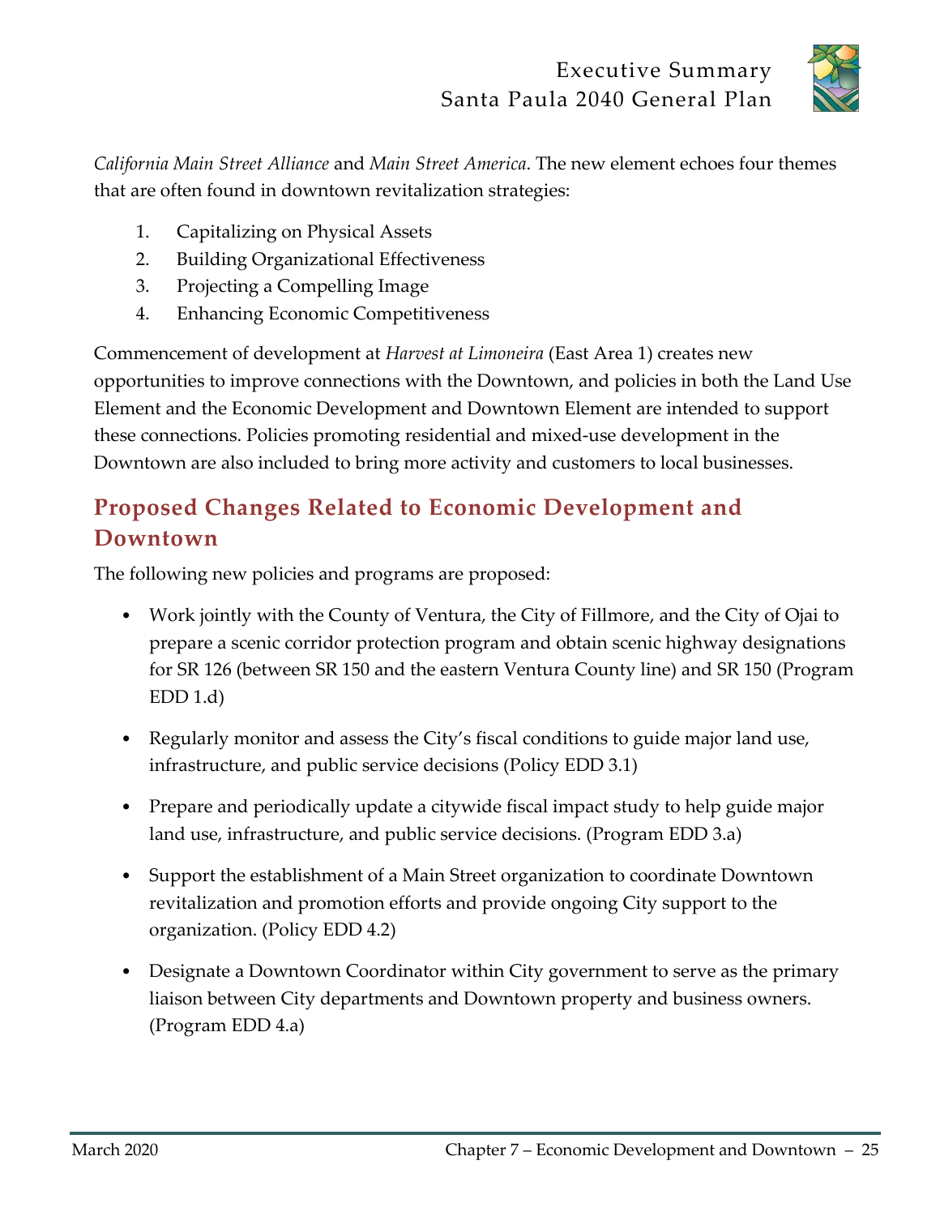*California Main Street Alliance* and *Main Street America*. The new element echoes four themes that are often found in downtown revitalization strategies:

1. Capitalizing on Physical Assets
2. Building Organizational Effectiveness
3. Projecting a Compelling Image
4. Enhancing Economic Competitiveness

Commencement of development at *Harvest at Limoneira* (East Area 1) creates new opportunities to improve connections with the Downtown, and policies in both the Land Use Element and the Economic Development and Downtown Element are intended to support these connections. Policies promoting residential and mixed-use development in the Downtown are also included to bring more activity and customers to local businesses.

## Proposed Changes Related to Economic Development and Downtown

The following new policies and programs are proposed:

- Work jointly with the County of Ventura, the City of Fillmore, and the City of Ojai to prepare a scenic corridor protection program and obtain scenic highway designations for SR 126 (between SR 150 and the eastern Ventura County line) and SR 150 (Program EDD 1.d)

- Regularly monitor and assess the City's fiscal conditions to guide major land use, infrastructure, and public service decisions (Policy EDD 3.1)

- Prepare and periodically update a citywide fiscal impact study to help guide major land use, infrastructure, and public service decisions. (Program EDD 3.a)

- Support the establishment of a Main Street organization to coordinate Downtown revitalization and promotion efforts and provide ongoing City support to the organization. (Policy EDD 4.2)

- Designate a Downtown Coordinator within City government to serve as the primary liaison between City departments and Downtown property and business owners. (Program EDD 4.a)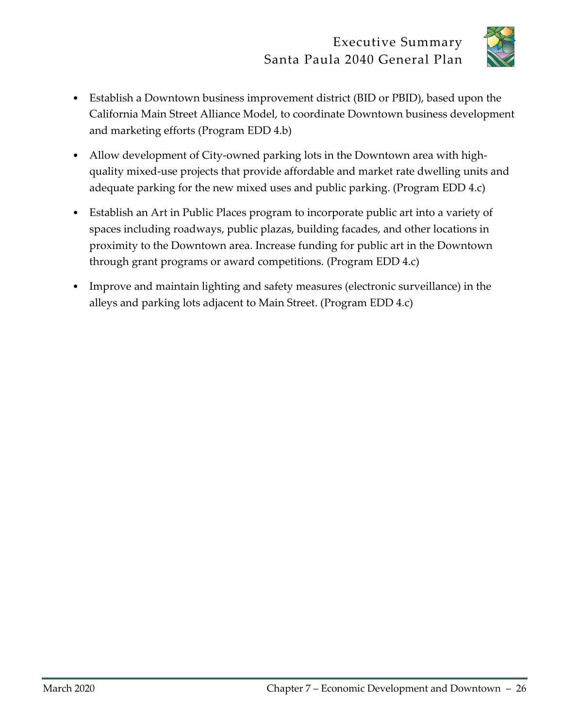- Establish a Downtown business improvement district (BID or PBID), based upon the California Main Street Alliance Model, to coordinate Downtown business development and marketing efforts (Program EDD 4.b)
- Allow development of City-owned parking lots in the Downtown area with high-quality mixed-use projects that provide affordable and market rate dwelling units and adequate parking for the new mixed uses and public parking. (Program EDD 4.c)
- Establish an Art in Public Places program to incorporate public art into a variety of spaces including roadways, public plazas, building facades, and other locations in proximity to the Downtown area. Increase funding for public art in the Downtown through grant programs or award competitions. (Program EDD 4.c)
- Improve and maintain lighting and safety measures (electronic surveillance) in the alleys and parking lots adjacent to Main Street. (Program EDD 4.c)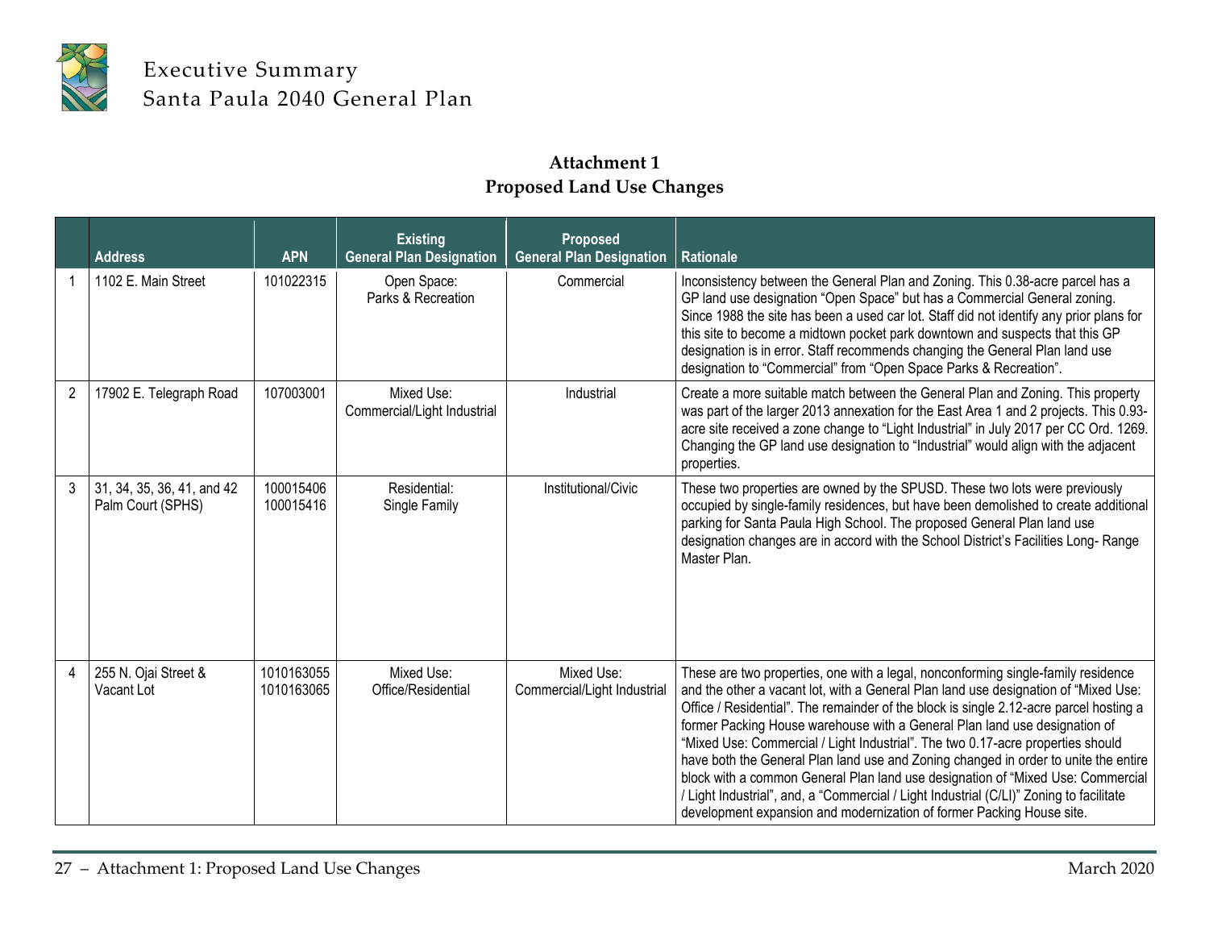# Attachment 1
## Proposed Land Use Changes

| | Address | APN | Existing General Plan Designation | Proposed General Plan Designation | Rationale |
|---|---|---|---|---|---|
| 1 | 1102 E. Main Street | 101022315 | Open Space: Parks & Recreation | Commercial | Inconsistency between the General Plan and Zoning. This 0.38-acre parcel has a GP land use designation "Open Space" but has a Commercial General zoning. Since 1988 the site has been a used car lot. Staff did not identify any prior plans for this site to become a midtown pocket park downtown and suspects that this GP designation is in error. Staff recommends changing the General Plan land use designation to "Commercial" from "Open Space Parks & Recreation". |
| 2 | 17902 E. Telegraph Road | 107003001 | Mixed Use: Commercial/Light Industrial | Industrial | Create a more suitable match between the General Plan and Zoning. This property was part of the larger 2013 annexation for the East Area 1 and 2 projects. This 0.93-acre site received a zone change to "Light Industrial" in July 2017 per CC Ord. 1269. Changing the GP land use designation to "Industrial" would align with the adjacent properties. |
| 3 | 31, 34, 35, 36, 41, and 42 Palm Court (SPHS) | 100015406 100015416 | Residential: Single Family | Institutional/Civic | These two properties are owned by the SPUSD. These two lots were previously occupied by single-family residences, but have been demolished to create additional parking for Santa Paula High School. The proposed General Plan land use designation changes are in accord with the School District's Facilities Long- Range Master Plan. |
| 4 | 255 N. Ojai Street & Vacant Lot | 1010163055 1010163065 | Mixed Use: Office/Residential | Mixed Use: Commercial/Light Industrial | These are two properties, one with a legal, nonconforming single-family residence and the other a vacant lot, with a General Plan land use designation of "Mixed Use: Office / Residential". The remainder of the block is single 2.12-acre parcel hosting a former Packing House warehouse with a General Plan land use designation of "Mixed Use: Commercial / Light Industrial". The two 0.17-acre properties should have both the General Plan land use and Zoning changed in order to unite the entire block with a common General Plan land use designation of "Mixed Use: Commercial / Light Industrial", and, a "Commercial / Light Industrial (C/LI)" Zoning to facilitate development expansion and modernization of former Packing House site. |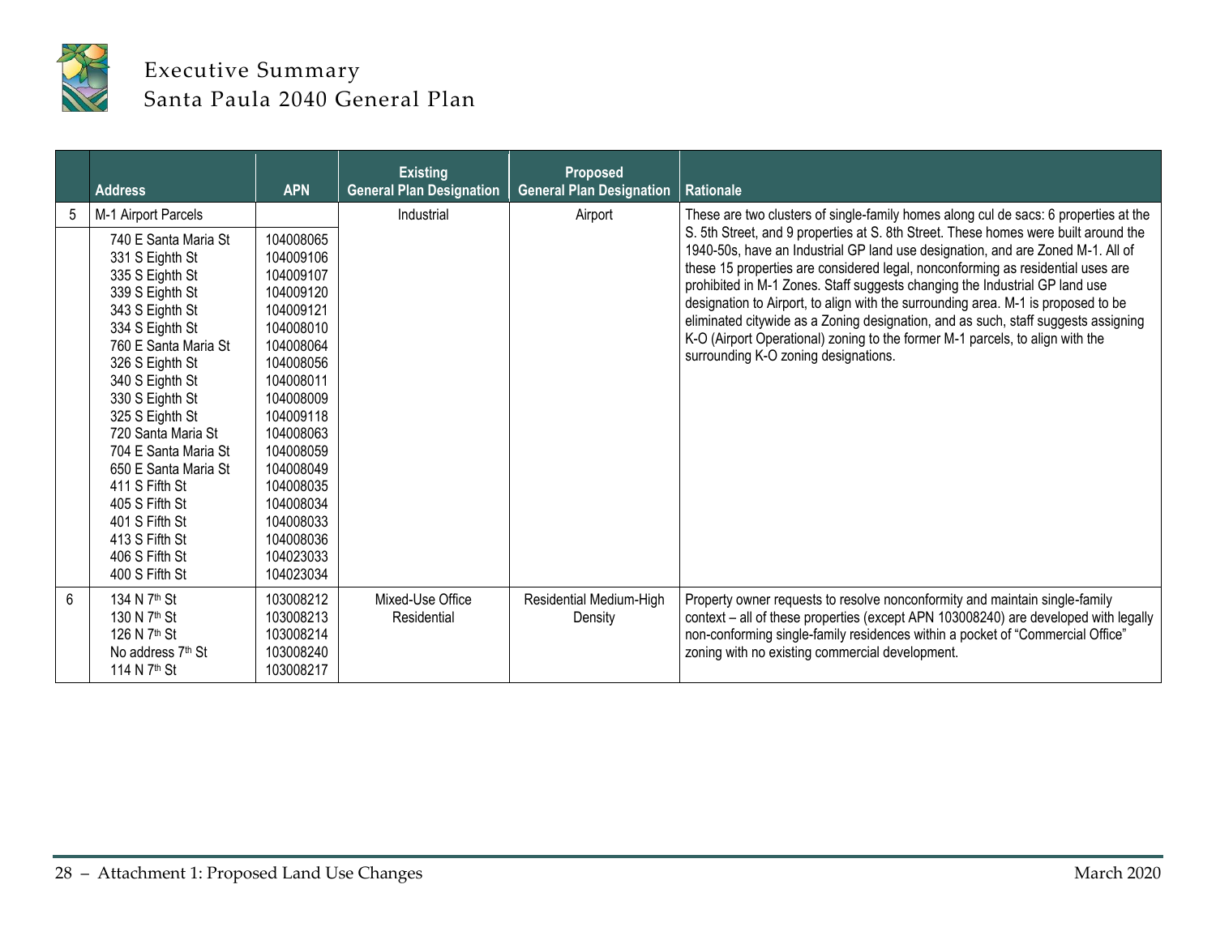| | Address | APN | Existing General Plan Designation | Proposed General Plan Designation | Rationale |
|---|---|---|---|---|---|
| 5 | M-1 Airport Parcels | | Industrial | Airport | These are two clusters of single-family homes along cul de sacs: 6 properties at the S. 5th Street, and 9 properties at S. 8th Street. These homes were built around the 1940-50s, have an Industrial GP land use designation, and are Zoned M-1. All of these 15 properties are considered legal, nonconforming as residential uses are prohibited in M-1 Zones. Staff suggests changing the Industrial GP land use designation to Airport, to align with the surrounding area. M-1 is proposed to be eliminated citywide as a Zoning designation, and as such, staff suggests assigning K-O (Airport Operational) zoning to the former M-1 parcels, to align with the surrounding K-O zoning designations. |
| | 740 E Santa Maria St<br>331 S Eighth St<br>335 S Eighth St<br>339 S Eighth St<br>343 S Eighth St<br>334 S Eighth St<br>760 E Santa Maria St<br>326 S Eighth St<br>340 S Eighth St<br>330 S Eighth St<br>325 S Eighth St<br>720 Santa Maria St<br>704 E Santa Maria St<br>650 E Santa Maria St<br>411 S Fifth St<br>405 S Fifth St<br>401 S Fifth St<br>413 S Fifth St<br>406 S Fifth St<br>400 S Fifth St | 104008065<br>104009106<br>104009107<br>104009120<br>104009121<br>104008010<br>104008064<br>104008056<br>104008011<br>104008009<br>104009118<br>104008063<br>104008059<br>104008049<br>104008035<br>104008034<br>104008033<br>104008036<br>104023033<br>104023034 | | | |
| 6 | 134 N 7th St<br>130 N 7th St<br>126 N 7th St<br>No address 7th St<br>114 N 7th St | 103008212<br>103008213<br>103008214<br>103008240<br>103008217 | Mixed-Use Office Residential | Residential Medium-High Density | Property owner requests to resolve nonconformity and maintain single-family context – all of these properties (except APN 103008240) are developed with legally non-conforming single-family residences within a pocket of "Commercial Office" zoning with no existing commercial development. |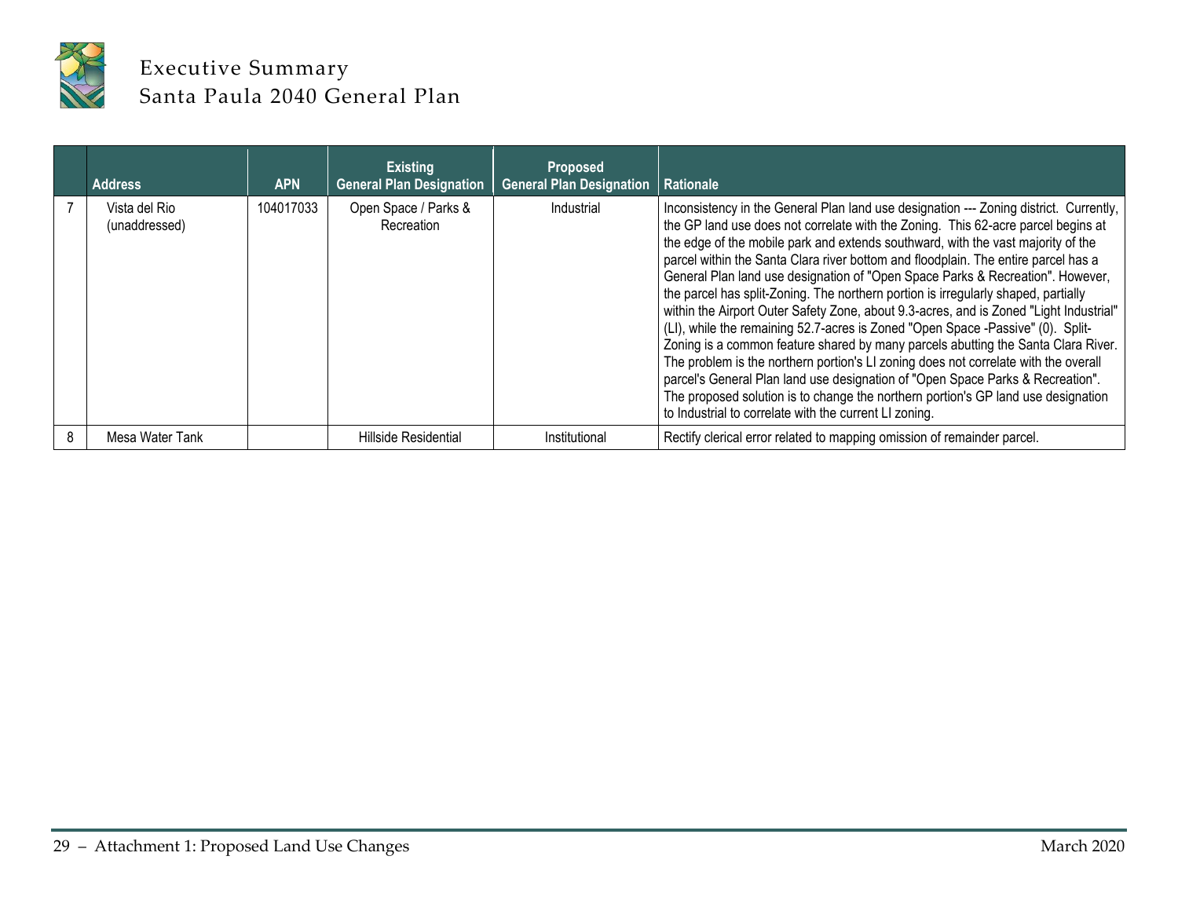| | Address | APN | Existing General Plan Designation | Proposed General Plan Designation | Rationale |
|---|---|---|---|---|---|
| 7 | Vista del Rio (unaddressed) | 104017033 | Open Space / Parks & Recreation | Industrial | Inconsistency in the General Plan land use designation --- Zoning district. Currently, the GP land use does not correlate with the Zoning. This 62-acre parcel begins at the edge of the mobile park and extends southward, with the vast majority of the parcel within the Santa Clara river bottom and floodplain. The entire parcel has a General Plan land use designation of "Open Space Parks & Recreation". However, the parcel has split-Zoning. The northern portion is irregularly shaped, partially within the Airport Outer Safety Zone, about 9.3-acres, and is Zoned "Light Industrial" (LI), while the remaining 52.7-acres is Zoned "Open Space -Passive" (0). Split-Zoning is a common feature shared by many parcels abutting the Santa Clara River. The problem is the northern portion's LI zoning does not correlate with the overall parcel's General Plan land use designation of "Open Space Parks & Recreation". The proposed solution is to change the northern portion's GP land use designation to Industrial to correlate with the current LI zoning. |
| 8 | Mesa Water Tank | | Hillside Residential | Institutional | Rectify clerical error related to mapping omission of remainder parcel. |